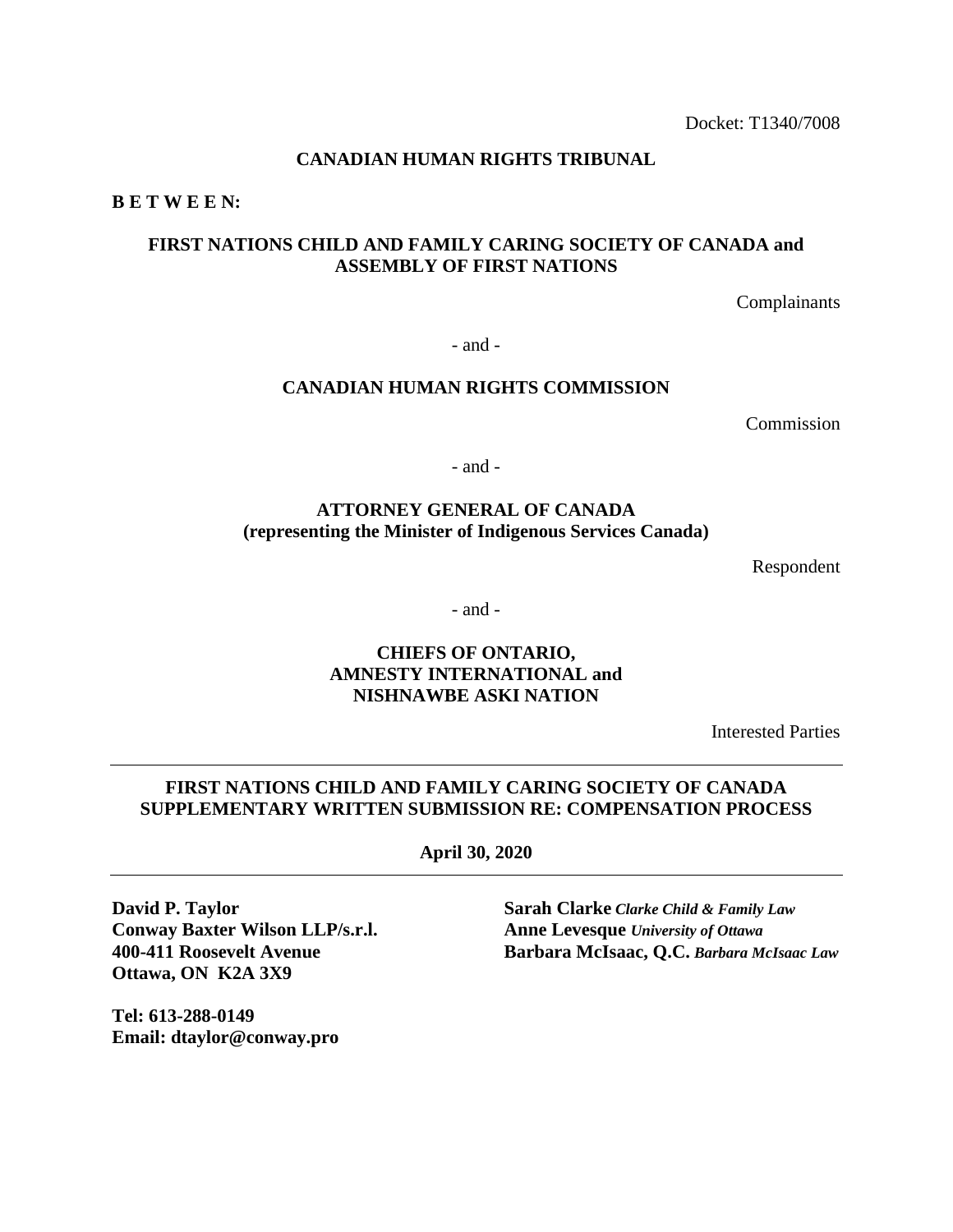Docket: T1340/7008

**CANADIAN HUMAN RIGHTS TRIBUNAL**

**B E T W E E N:**

**FIRST NATIONS CHILD AND FAMILY CARING SOCIETY OF CANADA and ASSEMBLY OF FIRST NATIONS**

Complainants

- and -

**CANADIAN HUMAN RIGHTS COMMISSION**

Commission

- and -

**ATTORNEY GENERAL OF CANADA (representing the Minister of Indigenous Services Canada)**

Respondent

- and -

**CHIEFS OF ONTARIO, AMNESTY INTERNATIONAL and NISHNAWBE ASKI NATION**

Interested Parties

---

**FIRST NATIONS CHILD AND FAMILY CARING SOCIETY OF CANADA SUPPLEMENTARY WRITTEN SUBMISSION RE: COMPENSATION PROCESS**

**April 30, 2020**

---

**David P. Taylor**
**Conway Baxter Wilson LLP/s.r.l.**
**400-411 Roosevelt Avenue**
**Ottawa, ON K2A 3X9**

**Tel: 613-288-0149**
**Email: dtaylor@conway.pro**

**Sarah Clarke** ***Clarke Child & Family Law***
**Anne Levesque** ***University of Ottawa***
**Barbara McIsaac, Q.C.** ***Barbara McIsaac Law***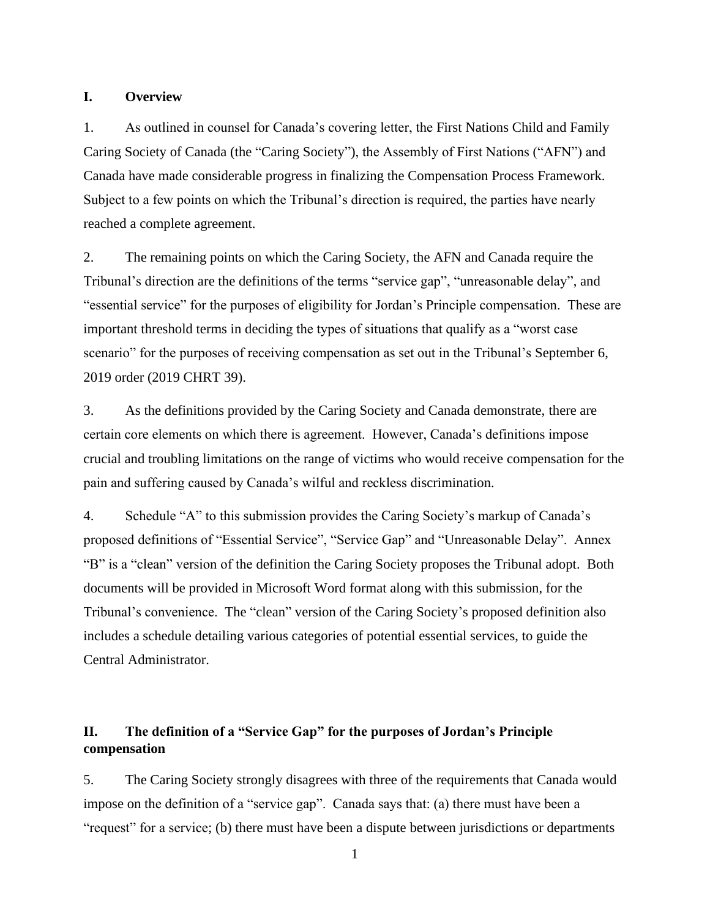## I. Overview

1. As outlined in counsel for Canada's covering letter, the First Nations Child and Family Caring Society of Canada (the "Caring Society"), the Assembly of First Nations ("AFN") and Canada have made considerable progress in finalizing the Compensation Process Framework. Subject to a few points on which the Tribunal's direction is required, the parties have nearly reached a complete agreement.

2. The remaining points on which the Caring Society, the AFN and Canada require the Tribunal's direction are the definitions of the terms "service gap", "unreasonable delay", and "essential service" for the purposes of eligibility for Jordan's Principle compensation. These are important threshold terms in deciding the types of situations that qualify as a "worst case scenario" for the purposes of receiving compensation as set out in the Tribunal's September 6, 2019 order (2019 CHRT 39).

3. As the definitions provided by the Caring Society and Canada demonstrate, there are certain core elements on which there is agreement. However, Canada's definitions impose crucial and troubling limitations on the range of victims who would receive compensation for the pain and suffering caused by Canada's wilful and reckless discrimination.

4. Schedule "A" to this submission provides the Caring Society's markup of Canada's proposed definitions of "Essential Service", "Service Gap" and "Unreasonable Delay". Annex "B" is a "clean" version of the definition the Caring Society proposes the Tribunal adopt. Both documents will be provided in Microsoft Word format along with this submission, for the Tribunal's convenience. The "clean" version of the Caring Society's proposed definition also includes a schedule detailing various categories of potential essential services, to guide the Central Administrator.

## II. The definition of a "Service Gap" for the purposes of Jordan's Principle compensation

5. The Caring Society strongly disagrees with three of the requirements that Canada would impose on the definition of a "service gap". Canada says that: (a) there must have been a "request" for a service; (b) there must have been a dispute between jurisdictions or departments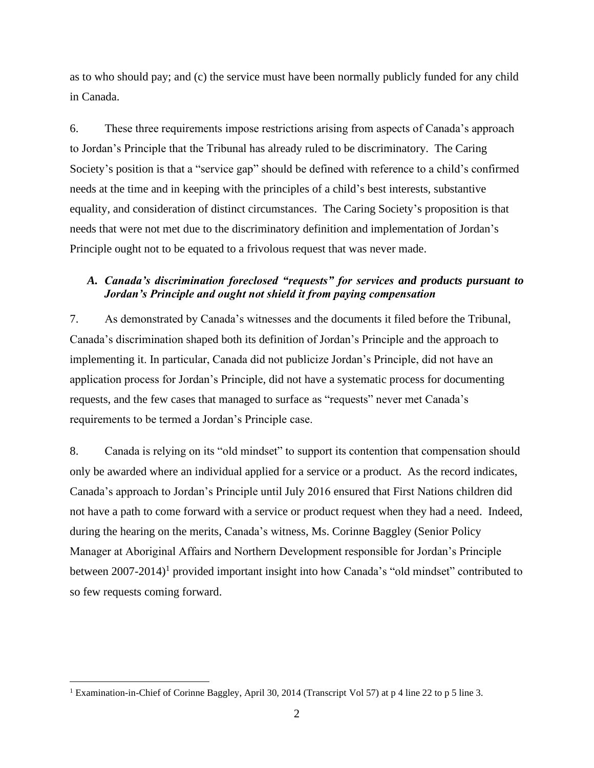as to who should pay; and (c) the service must have been normally publicly funded for any child in Canada.

6. These three requirements impose restrictions arising from aspects of Canada's approach to Jordan's Principle that the Tribunal has already ruled to be discriminatory. The Caring Society's position is that a "service gap" should be defined with reference to a child's confirmed needs at the time and in keeping with the principles of a child's best interests, substantive equality, and consideration of distinct circumstances. The Caring Society's proposition is that needs that were not met due to the discriminatory definition and implementation of Jordan's Principle ought not to be equated to a frivolous request that was never made.

### *A. Canada's discrimination foreclosed "requests" for services and products pursuant to Jordan's Principle and ought not shield it from paying compensation*

7. As demonstrated by Canada's witnesses and the documents it filed before the Tribunal, Canada's discrimination shaped both its definition of Jordan's Principle and the approach to implementing it. In particular, Canada did not publicize Jordan's Principle, did not have an application process for Jordan's Principle, did not have a systematic process for documenting requests, and the few cases that managed to surface as "requests" never met Canada's requirements to be termed a Jordan's Principle case.

8. Canada is relying on its "old mindset" to support its contention that compensation should only be awarded where an individual applied for a service or a product. As the record indicates, Canada's approach to Jordan's Principle until July 2016 ensured that First Nations children did not have a path to come forward with a service or product request when they had a need. Indeed, during the hearing on the merits, Canada's witness, Ms. Corinne Baggley (Senior Policy Manager at Aboriginal Affairs and Northern Development responsible for Jordan's Principle between 2007-2014)[1] provided important insight into how Canada's "old mindset" contributed to so few requests coming forward.

---

[1] Examination-in-Chief of Corinne Baggley, April 30, 2014 (Transcript Vol 57) at p 4 line 22 to p 5 line 3.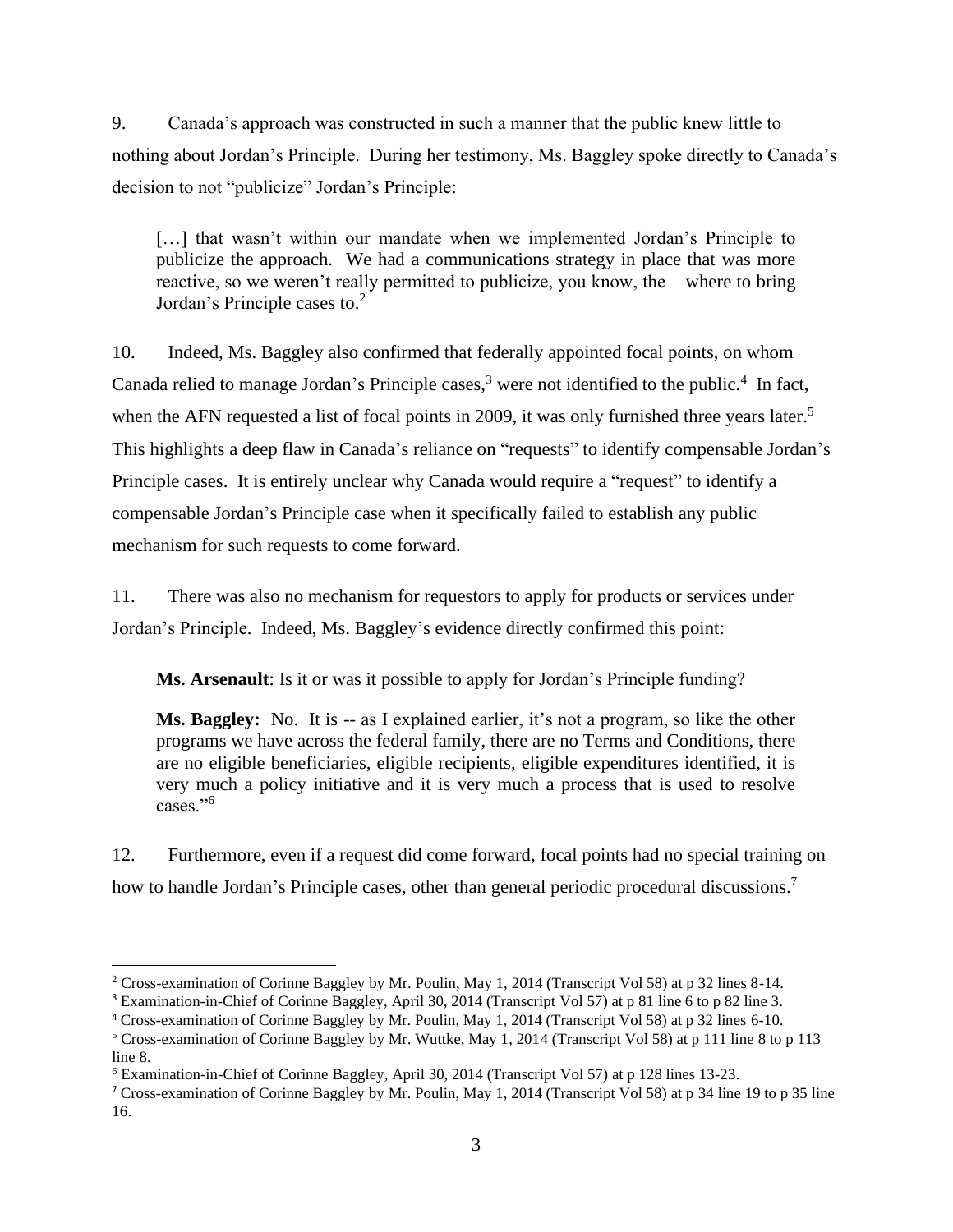9. Canada's approach was constructed in such a manner that the public knew little to nothing about Jordan's Principle. During her testimony, Ms. Baggley spoke directly to Canada's decision to not "publicize" Jordan's Principle:

> […] that wasn't within our mandate when we implemented Jordan's Principle to publicize the approach. We had a communications strategy in place that was more reactive, so we weren't really permitted to publicize, you know, the – where to bring Jordan's Principle cases to.[2]

10. Indeed, Ms. Baggley also confirmed that federally appointed focal points, on whom Canada relied to manage Jordan's Principle cases,[3] were not identified to the public.[4] In fact, when the AFN requested a list of focal points in 2009, it was only furnished three years later.[5] This highlights a deep flaw in Canada's reliance on "requests" to identify compensable Jordan's Principle cases. It is entirely unclear why Canada would require a "request" to identify a compensable Jordan's Principle case when it specifically failed to establish any public mechanism for such requests to come forward.

11. There was also no mechanism for requestors to apply for products or services under Jordan's Principle. Indeed, Ms. Baggley's evidence directly confirmed this point:

> **Ms. Arsenault**: Is it or was it possible to apply for Jordan's Principle funding?
>
> **Ms. Baggley:** No. It is -- as I explained earlier, it's not a program, so like the other programs we have across the federal family, there are no Terms and Conditions, there are no eligible beneficiaries, eligible recipients, eligible expenditures identified, it is very much a policy initiative and it is very much a process that is used to resolve cases."[6]

12. Furthermore, even if a request did come forward, focal points had no special training on how to handle Jordan's Principle cases, other than general periodic procedural discussions.[7]

---

[2] Cross-examination of Corinne Baggley by Mr. Poulin, May 1, 2014 (Transcript Vol 58) at p 32 lines 8-14.

[3] Examination-in-Chief of Corinne Baggley, April 30, 2014 (Transcript Vol 57) at p 81 line 6 to p 82 line 3.

[4] Cross-examination of Corinne Baggley by Mr. Poulin, May 1, 2014 (Transcript Vol 58) at p 32 lines 6-10.

[5] Cross-examination of Corinne Baggley by Mr. Wuttke, May 1, 2014 (Transcript Vol 58) at p 111 line 8 to p 113 line 8.

[6] Examination-in-Chief of Corinne Baggley, April 30, 2014 (Transcript Vol 57) at p 128 lines 13-23.

[7] Cross-examination of Corinne Baggley by Mr. Poulin, May 1, 2014 (Transcript Vol 58) at p 34 line 19 to p 35 line 16.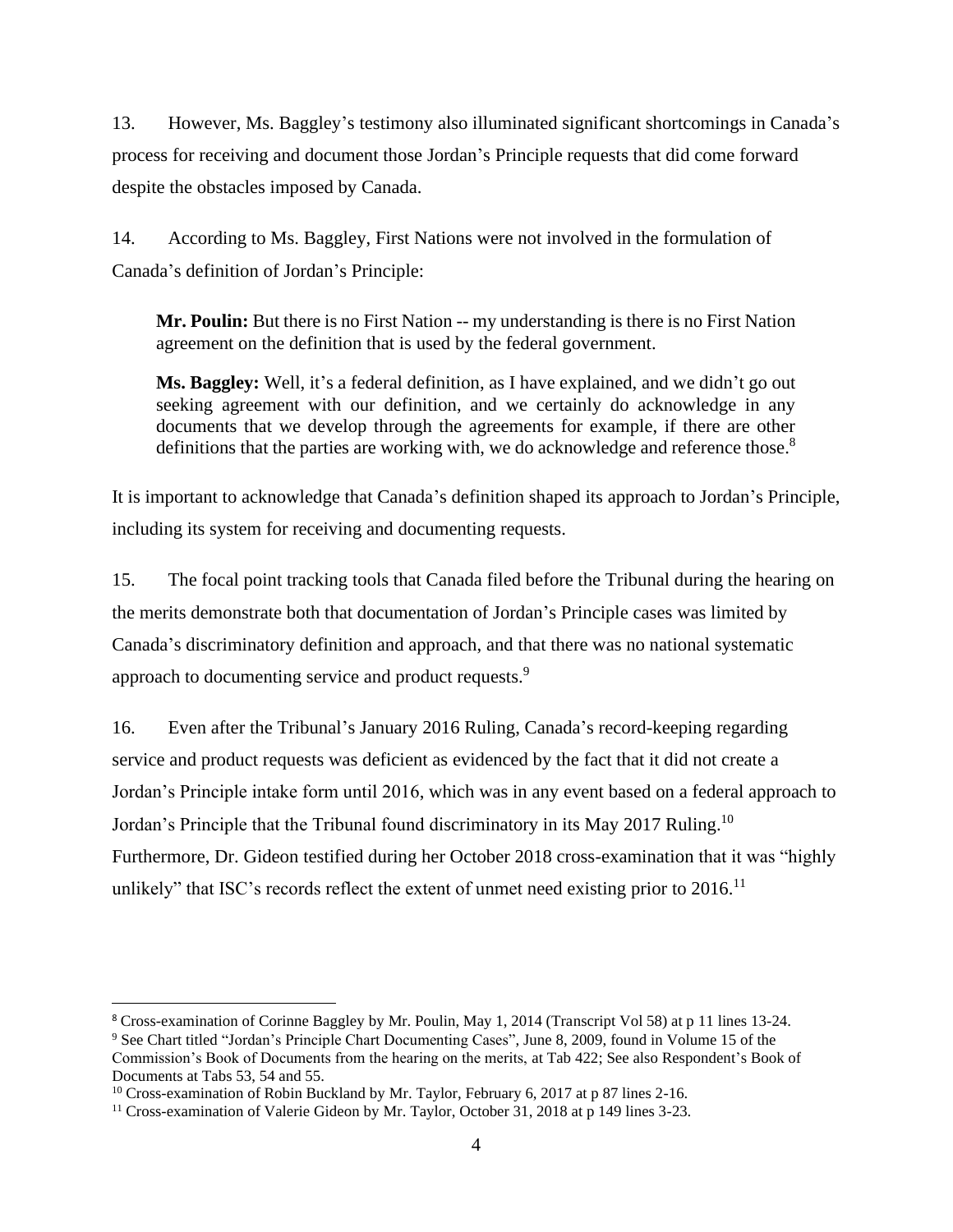13. However, Ms. Baggley's testimony also illuminated significant shortcomings in Canada's process for receiving and document those Jordan's Principle requests that did come forward despite the obstacles imposed by Canada.

14. According to Ms. Baggley, First Nations were not involved in the formulation of Canada's definition of Jordan's Principle:

> **Mr. Poulin:** But there is no First Nation -- my understanding is there is no First Nation agreement on the definition that is used by the federal government.
>
> **Ms. Baggley:** Well, it's a federal definition, as I have explained, and we didn't go out seeking agreement with our definition, and we certainly do acknowledge in any documents that we develop through the agreements for example, if there are other definitions that the parties are working with, we do acknowledge and reference those.[8]

It is important to acknowledge that Canada's definition shaped its approach to Jordan's Principle, including its system for receiving and documenting requests.

15. The focal point tracking tools that Canada filed before the Tribunal during the hearing on the merits demonstrate both that documentation of Jordan's Principle cases was limited by Canada's discriminatory definition and approach, and that there was no national systematic approach to documenting service and product requests.[9]

16. Even after the Tribunal's January 2016 Ruling, Canada's record-keeping regarding service and product requests was deficient as evidenced by the fact that it did not create a Jordan's Principle intake form until 2016, which was in any event based on a federal approach to Jordan's Principle that the Tribunal found discriminatory in its May 2017 Ruling.[10] Furthermore, Dr. Gideon testified during her October 2018 cross-examination that it was "highly unlikely" that ISC's records reflect the extent of unmet need existing prior to 2016.[11]

---

[8] Cross-examination of Corinne Baggley by Mr. Poulin, May 1, 2014 (Transcript Vol 58) at p 11 lines 13-24.

[9] See Chart titled "Jordan's Principle Chart Documenting Cases", June 8, 2009, found in Volume 15 of the Commission's Book of Documents from the hearing on the merits, at Tab 422; See also Respondent's Book of Documents at Tabs 53, 54 and 55.

[10] Cross-examination of Robin Buckland by Mr. Taylor, February 6, 2017 at p 87 lines 2-16.

[11] Cross-examination of Valerie Gideon by Mr. Taylor, October 31, 2018 at p 149 lines 3-23.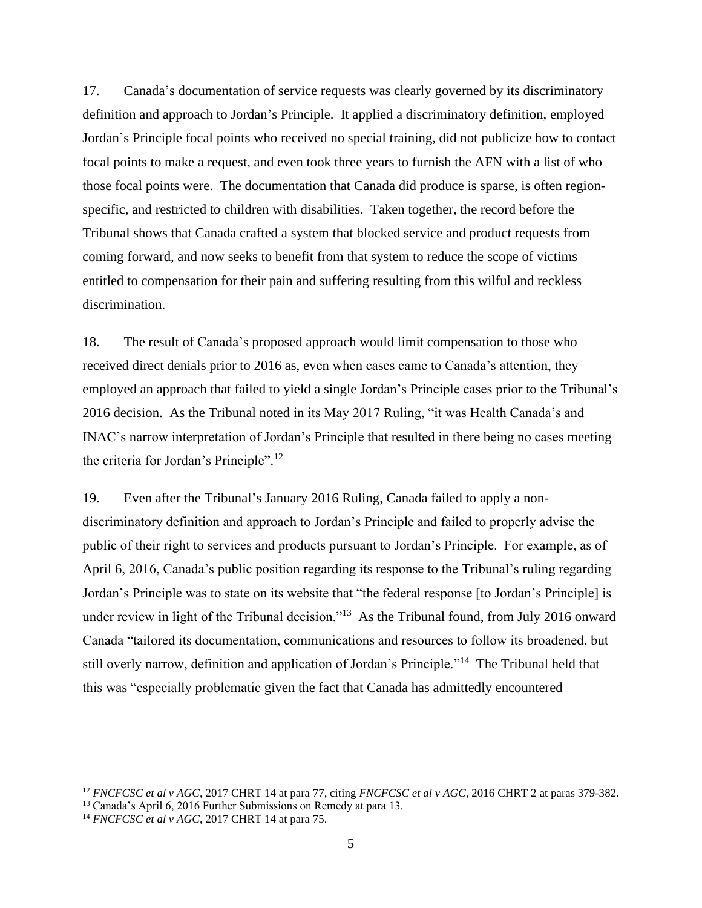17. Canada's documentation of service requests was clearly governed by its discriminatory definition and approach to Jordan's Principle. It applied a discriminatory definition, employed Jordan's Principle focal points who received no special training, did not publicize how to contact focal points to make a request, and even took three years to furnish the AFN with a list of who those focal points were. The documentation that Canada did produce is sparse, is often region-specific, and restricted to children with disabilities. Taken together, the record before the Tribunal shows that Canada crafted a system that blocked service and product requests from coming forward, and now seeks to benefit from that system to reduce the scope of victims entitled to compensation for their pain and suffering resulting from this wilful and reckless discrimination.

18. The result of Canada's proposed approach would limit compensation to those who received direct denials prior to 2016 as, even when cases came to Canada's attention, they employed an approach that failed to yield a single Jordan's Principle cases prior to the Tribunal's 2016 decision. As the Tribunal noted in its May 2017 Ruling, "it was Health Canada's and INAC's narrow interpretation of Jordan's Principle that resulted in there being no cases meeting the criteria for Jordan's Principle".[12]

19. Even after the Tribunal's January 2016 Ruling, Canada failed to apply a non-discriminatory definition and approach to Jordan's Principle and failed to properly advise the public of their right to services and products pursuant to Jordan's Principle. For example, as of April 6, 2016, Canada's public position regarding its response to the Tribunal's ruling regarding Jordan's Principle was to state on its website that "the federal response [to Jordan's Principle] is under review in light of the Tribunal decision."[13] As the Tribunal found, from July 2016 onward Canada "tailored its documentation, communications and resources to follow its broadened, but still overly narrow, definition and application of Jordan's Principle."[14] The Tribunal held that this was "especially problematic given the fact that Canada has admittedly encountered

---

[12] *FNCFCSC et al v AGC*, 2017 CHRT 14 at para 77, citing *FNCFCSC et al v AGC*, 2016 CHRT 2 at paras 379-382.

[13] Canada's April 6, 2016 Further Submissions on Remedy at para 13.

[14] *FNCFCSC et al v AGC*, 2017 CHRT 14 at para 75.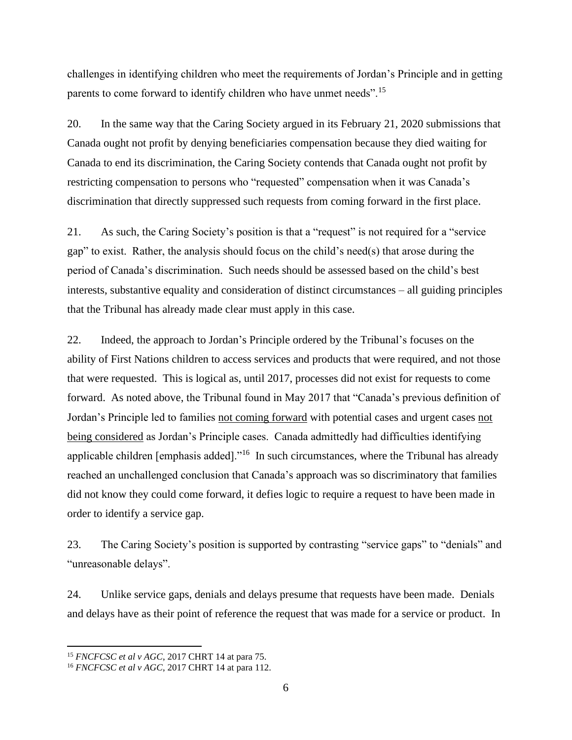challenges in identifying children who meet the requirements of Jordan's Principle and in getting parents to come forward to identify children who have unmet needs".[15]

20. In the same way that the Caring Society argued in its February 21, 2020 submissions that Canada ought not profit by denying beneficiaries compensation because they died waiting for Canada to end its discrimination, the Caring Society contends that Canada ought not profit by restricting compensation to persons who "requested" compensation when it was Canada's discrimination that directly suppressed such requests from coming forward in the first place.

21. As such, the Caring Society's position is that a "request" is not required for a "service gap" to exist. Rather, the analysis should focus on the child's need(s) that arose during the period of Canada's discrimination. Such needs should be assessed based on the child's best interests, substantive equality and consideration of distinct circumstances – all guiding principles that the Tribunal has already made clear must apply in this case.

22. Indeed, the approach to Jordan's Principle ordered by the Tribunal's focuses on the ability of First Nations children to access services and products that were required, and not those that were requested. This is logical as, until 2017, processes did not exist for requests to come forward. As noted above, the Tribunal found in May 2017 that "Canada's previous definition of Jordan's Principle led to families <u>not coming forward</u> with potential cases and urgent cases <u>not being considered</u> as Jordan's Principle cases. Canada admittedly had difficulties identifying applicable children [emphasis added]."[16] In such circumstances, where the Tribunal has already reached an unchallenged conclusion that Canada's approach was so discriminatory that families did not know they could come forward, it defies logic to require a request to have been made in order to identify a service gap.

23. The Caring Society's position is supported by contrasting "service gaps" to "denials" and "unreasonable delays".

24. Unlike service gaps, denials and delays presume that requests have been made. Denials and delays have as their point of reference the request that was made for a service or product. In

---

[15] *FNCFCSC et al v AGC*, 2017 CHRT 14 at para 75.

[16] *FNCFCSC et al v AGC*, 2017 CHRT 14 at para 112.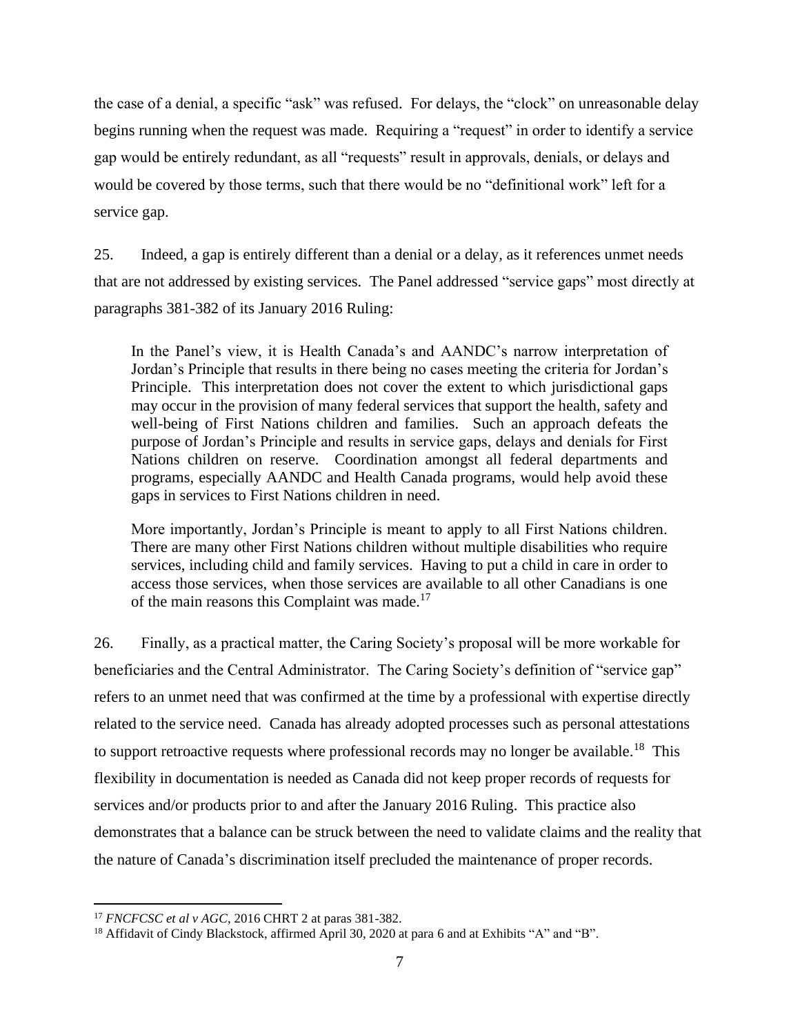the case of a denial, a specific "ask" was refused. For delays, the "clock" on unreasonable delay begins running when the request was made. Requiring a "request" in order to identify a service gap would be entirely redundant, as all "requests" result in approvals, denials, or delays and would be covered by those terms, such that there would be no "definitional work" left for a service gap.

25. Indeed, a gap is entirely different than a denial or a delay, as it references unmet needs that are not addressed by existing services. The Panel addressed "service gaps" most directly at paragraphs 381-382 of its January 2016 Ruling:

> In the Panel's view, it is Health Canada's and AANDC's narrow interpretation of Jordan's Principle that results in there being no cases meeting the criteria for Jordan's Principle. This interpretation does not cover the extent to which jurisdictional gaps may occur in the provision of many federal services that support the health, safety and well-being of First Nations children and families. Such an approach defeats the purpose of Jordan's Principle and results in service gaps, delays and denials for First Nations children on reserve. Coordination amongst all federal departments and programs, especially AANDC and Health Canada programs, would help avoid these gaps in services to First Nations children in need.
>
> More importantly, Jordan's Principle is meant to apply to all First Nations children. There are many other First Nations children without multiple disabilities who require services, including child and family services. Having to put a child in care in order to access those services, when those services are available to all other Canadians is one of the main reasons this Complaint was made.[17]

26. Finally, as a practical matter, the Caring Society's proposal will be more workable for beneficiaries and the Central Administrator. The Caring Society's definition of "service gap" refers to an unmet need that was confirmed at the time by a professional with expertise directly related to the service need. Canada has already adopted processes such as personal attestations to support retroactive requests where professional records may no longer be available.[18] This flexibility in documentation is needed as Canada did not keep proper records of requests for services and/or products prior to and after the January 2016 Ruling. This practice also demonstrates that a balance can be struck between the need to validate claims and the reality that the nature of Canada's discrimination itself precluded the maintenance of proper records.

---

[17] *FNCFCSC et al v AGC*, 2016 CHRT 2 at paras 381-382.

[18] Affidavit of Cindy Blackstock, affirmed April 30, 2020 at para 6 and at Exhibits "A" and "B".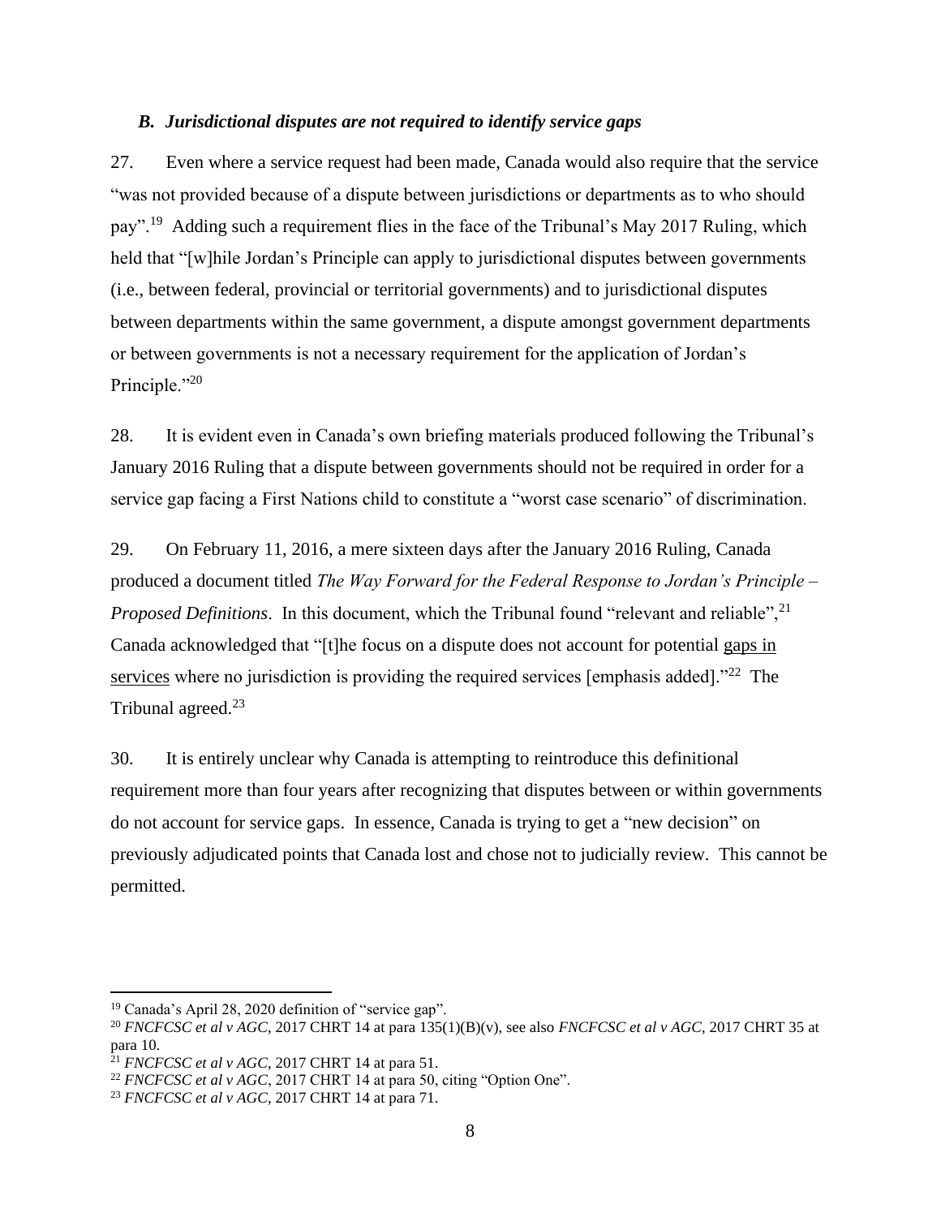### *B. Jurisdictional disputes are not required to identify service gaps*

27. Even where a service request had been made, Canada would also require that the service "was not provided because of a dispute between jurisdictions or departments as to who should pay".[19] Adding such a requirement flies in the face of the Tribunal's May 2017 Ruling, which held that "[w]hile Jordan's Principle can apply to jurisdictional disputes between governments (i.e., between federal, provincial or territorial governments) and to jurisdictional disputes between departments within the same government, a dispute amongst government departments or between governments is not a necessary requirement for the application of Jordan's Principle."[20]

28. It is evident even in Canada's own briefing materials produced following the Tribunal's January 2016 Ruling that a dispute between governments should not be required in order for a service gap facing a First Nations child to constitute a "worst case scenario" of discrimination.

29. On February 11, 2016, a mere sixteen days after the January 2016 Ruling, Canada produced a document titled *The Way Forward for the Federal Response to Jordan's Principle – Proposed Definitions*. In this document, which the Tribunal found "relevant and reliable",[21] Canada acknowledged that "[t]he focus on a dispute does not account for potential <u>gaps in services</u> where no jurisdiction is providing the required services [emphasis added]."[22] The Tribunal agreed.[23]

30. It is entirely unclear why Canada is attempting to reintroduce this definitional requirement more than four years after recognizing that disputes between or within governments do not account for service gaps. In essence, Canada is trying to get a "new decision" on previously adjudicated points that Canada lost and chose not to judicially review. This cannot be permitted.

---

[19] Canada's April 28, 2020 definition of "service gap".

[20] *FNCFCSC et al v AGC*, 2017 CHRT 14 at para 135(1)(B)(v), see also *FNCFCSC et al v AGC*, 2017 CHRT 35 at para 10.

[21] *FNCFCSC et al v AGC*, 2017 CHRT 14 at para 51.

[22] *FNCFCSC et al v AGC*, 2017 CHRT 14 at para 50, citing "Option One".

[23] *FNCFCSC et al v AGC*, 2017 CHRT 14 at para 71.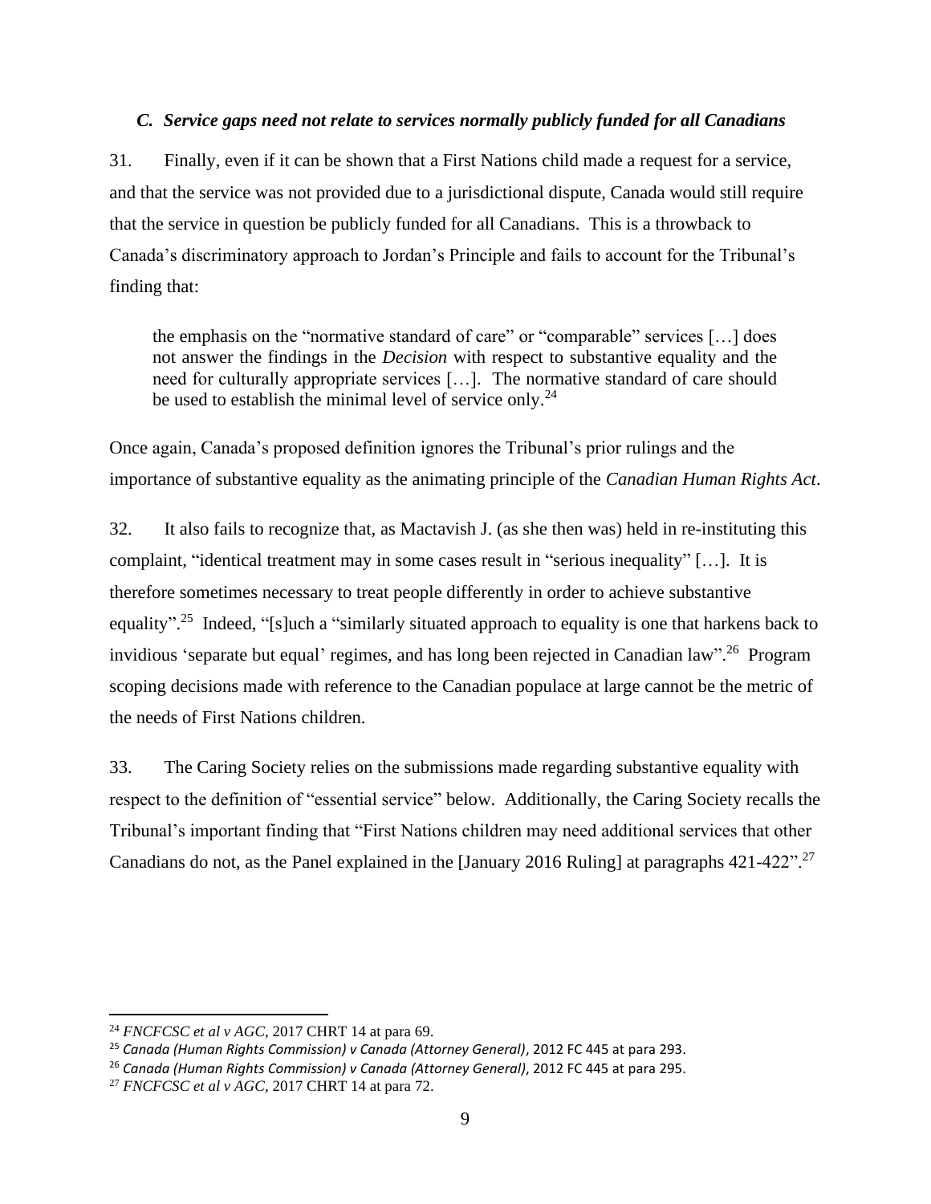### *C. Service gaps need not relate to services normally publicly funded for all Canadians*

31. Finally, even if it can be shown that a First Nations child made a request for a service, and that the service was not provided due to a jurisdictional dispute, Canada would still require that the service in question be publicly funded for all Canadians. This is a throwback to Canada's discriminatory approach to Jordan's Principle and fails to account for the Tribunal's finding that:

> the emphasis on the "normative standard of care" or "comparable" services […] does not answer the findings in the *Decision* with respect to substantive equality and the need for culturally appropriate services […]. The normative standard of care should be used to establish the minimal level of service only.[24]

Once again, Canada's proposed definition ignores the Tribunal's prior rulings and the importance of substantive equality as the animating principle of the *Canadian Human Rights Act*.

32. It also fails to recognize that, as Mactavish J. (as she then was) held in re-instituting this complaint, "identical treatment may in some cases result in "serious inequality" […]. It is therefore sometimes necessary to treat people differently in order to achieve substantive equality".[25] Indeed, "[s]uch a "similarly situated approach to equality is one that harkens back to invidious 'separate but equal' regimes, and has long been rejected in Canadian law".[26] Program scoping decisions made with reference to the Canadian populace at large cannot be the metric of the needs of First Nations children.

33. The Caring Society relies on the submissions made regarding substantive equality with respect to the definition of "essential service" below. Additionally, the Caring Society recalls the Tribunal's important finding that "First Nations children may need additional services that other Canadians do not, as the Panel explained in the [January 2016 Ruling] at paragraphs 421-422".[27]

---

[24] *FNCFCSC et al v AGC*, 2017 CHRT 14 at para 69.

[25] *Canada (Human Rights Commission) v Canada (Attorney General)*, 2012 FC 445 at para 293.

[26] *Canada (Human Rights Commission) v Canada (Attorney General)*, 2012 FC 445 at para 295.

[27] *FNCFCSC et al v AGC*, 2017 CHRT 14 at para 72.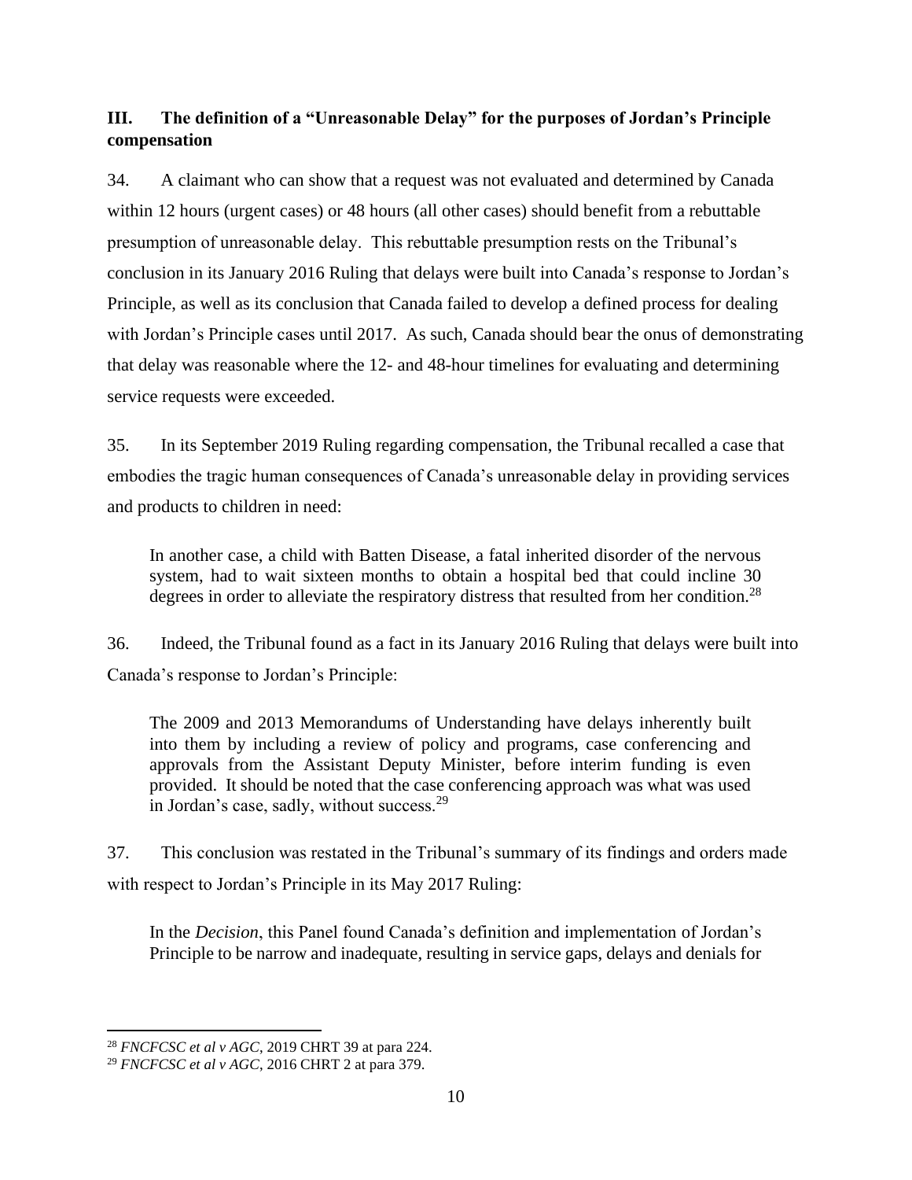### III. The definition of a "Unreasonable Delay" for the purposes of Jordan's Principle compensation

34. A claimant who can show that a request was not evaluated and determined by Canada within 12 hours (urgent cases) or 48 hours (all other cases) should benefit from a rebuttable presumption of unreasonable delay. This rebuttable presumption rests on the Tribunal's conclusion in its January 2016 Ruling that delays were built into Canada's response to Jordan's Principle, as well as its conclusion that Canada failed to develop a defined process for dealing with Jordan's Principle cases until 2017. As such, Canada should bear the onus of demonstrating that delay was reasonable where the 12- and 48-hour timelines for evaluating and determining service requests were exceeded.

35. In its September 2019 Ruling regarding compensation, the Tribunal recalled a case that embodies the tragic human consequences of Canada's unreasonable delay in providing services and products to children in need:

> In another case, a child with Batten Disease, a fatal inherited disorder of the nervous system, had to wait sixteen months to obtain a hospital bed that could incline 30 degrees in order to alleviate the respiratory distress that resulted from her condition.[28]

36. Indeed, the Tribunal found as a fact in its January 2016 Ruling that delays were built into Canada's response to Jordan's Principle:

> The 2009 and 2013 Memorandums of Understanding have delays inherently built into them by including a review of policy and programs, case conferencing and approvals from the Assistant Deputy Minister, before interim funding is even provided. It should be noted that the case conferencing approach was what was used in Jordan's case, sadly, without success.[29]

37. This conclusion was restated in the Tribunal's summary of its findings and orders made with respect to Jordan's Principle in its May 2017 Ruling:

> In the *Decision*, this Panel found Canada's definition and implementation of Jordan's Principle to be narrow and inadequate, resulting in service gaps, delays and denials for

---

[28] *FNCFCSC et al v AGC*, 2019 CHRT 39 at para 224.

[29] *FNCFCSC et al v AGC*, 2016 CHRT 2 at para 379.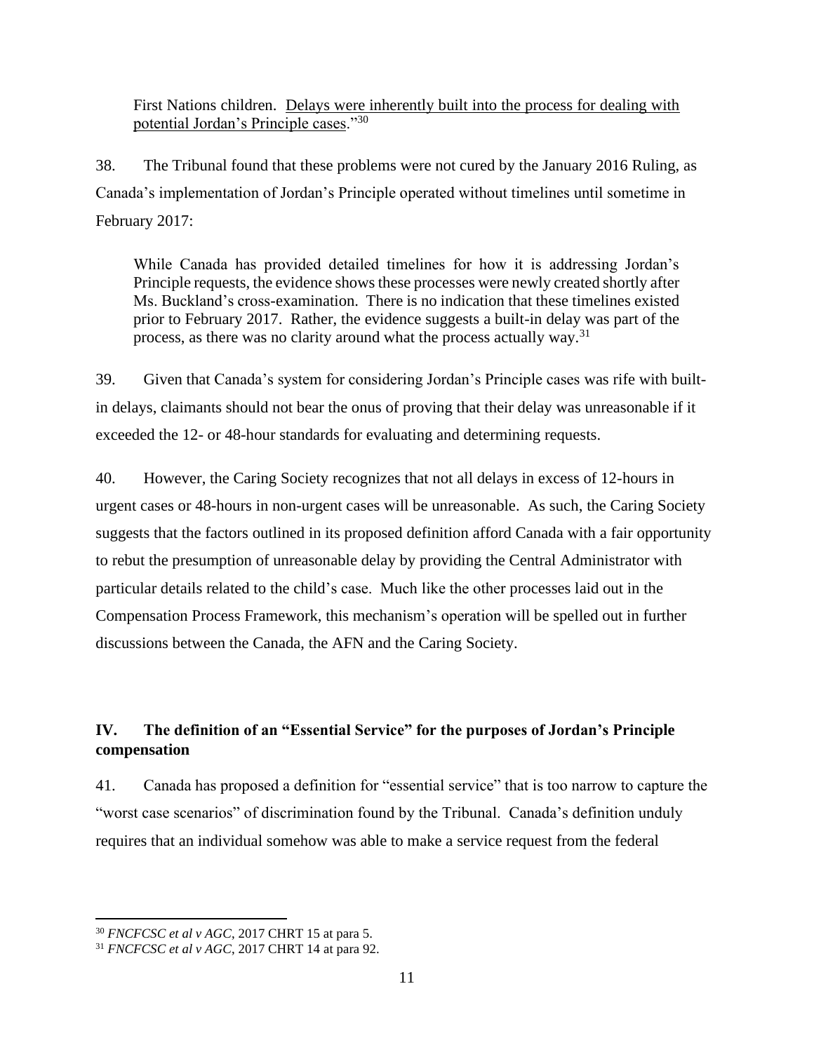> First Nations children. <u>Delays were inherently built into the process for dealing with potential Jordan's Principle cases</u>."[30]

38. The Tribunal found that these problems were not cured by the January 2016 Ruling, as Canada's implementation of Jordan's Principle operated without timelines until sometime in February 2017:

> While Canada has provided detailed timelines for how it is addressing Jordan's Principle requests, the evidence shows these processes were newly created shortly after Ms. Buckland's cross-examination. There is no indication that these timelines existed prior to February 2017. Rather, the evidence suggests a built-in delay was part of the process, as there was no clarity around what the process actually way.[31]

39. Given that Canada's system for considering Jordan's Principle cases was rife with built-in delays, claimants should not bear the onus of proving that their delay was unreasonable if it exceeded the 12- or 48-hour standards for evaluating and determining requests.

40. However, the Caring Society recognizes that not all delays in excess of 12-hours in urgent cases or 48-hours in non-urgent cases will be unreasonable. As such, the Caring Society suggests that the factors outlined in its proposed definition afford Canada with a fair opportunity to rebut the presumption of unreasonable delay by providing the Central Administrator with particular details related to the child's case. Much like the other processes laid out in the Compensation Process Framework, this mechanism's operation will be spelled out in further discussions between the Canada, the AFN and the Caring Society.

## IV. The definition of an "Essential Service" for the purposes of Jordan's Principle compensation

41. Canada has proposed a definition for "essential service" that is too narrow to capture the "worst case scenarios" of discrimination found by the Tribunal. Canada's definition unduly requires that an individual somehow was able to make a service request from the federal

---

[30] *FNCFCSC et al v AGC*, 2017 CHRT 15 at para 5.

[31] *FNCFCSC et al v AGC*, 2017 CHRT 14 at para 92.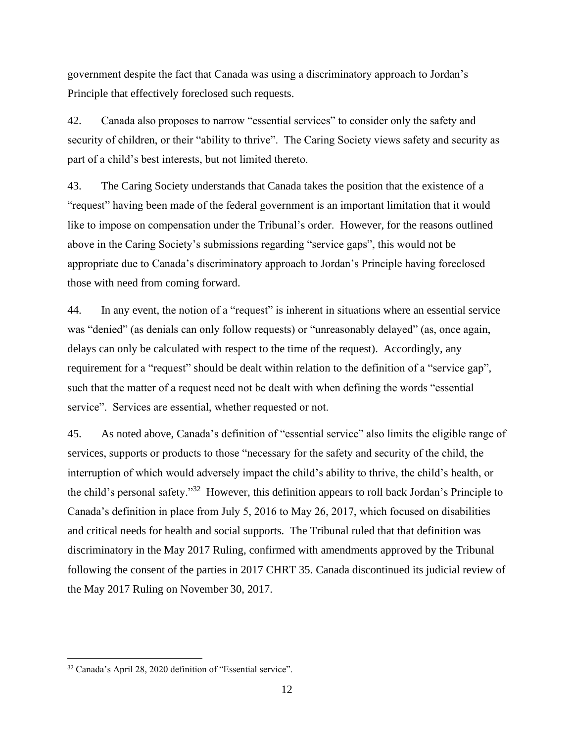government despite the fact that Canada was using a discriminatory approach to Jordan's Principle that effectively foreclosed such requests.

42. Canada also proposes to narrow "essential services" to consider only the safety and security of children, or their "ability to thrive". The Caring Society views safety and security as part of a child's best interests, but not limited thereto.

43. The Caring Society understands that Canada takes the position that the existence of a "request" having been made of the federal government is an important limitation that it would like to impose on compensation under the Tribunal's order. However, for the reasons outlined above in the Caring Society's submissions regarding "service gaps", this would not be appropriate due to Canada's discriminatory approach to Jordan's Principle having foreclosed those with need from coming forward.

44. In any event, the notion of a "request" is inherent in situations where an essential service was "denied" (as denials can only follow requests) or "unreasonably delayed" (as, once again, delays can only be calculated with respect to the time of the request). Accordingly, any requirement for a "request" should be dealt within relation to the definition of a "service gap", such that the matter of a request need not be dealt with when defining the words "essential service". Services are essential, whether requested or not.

45. As noted above, Canada's definition of "essential service" also limits the eligible range of services, supports or products to those "necessary for the safety and security of the child, the interruption of which would adversely impact the child's ability to thrive, the child's health, or the child's personal safety."[32] However, this definition appears to roll back Jordan's Principle to Canada's definition in place from July 5, 2016 to May 26, 2017, which focused on disabilities and critical needs for health and social supports. The Tribunal ruled that that definition was discriminatory in the May 2017 Ruling, confirmed with amendments approved by the Tribunal following the consent of the parties in 2017 CHRT 35. Canada discontinued its judicial review of the May 2017 Ruling on November 30, 2017.

---

[32] Canada's April 28, 2020 definition of "Essential service".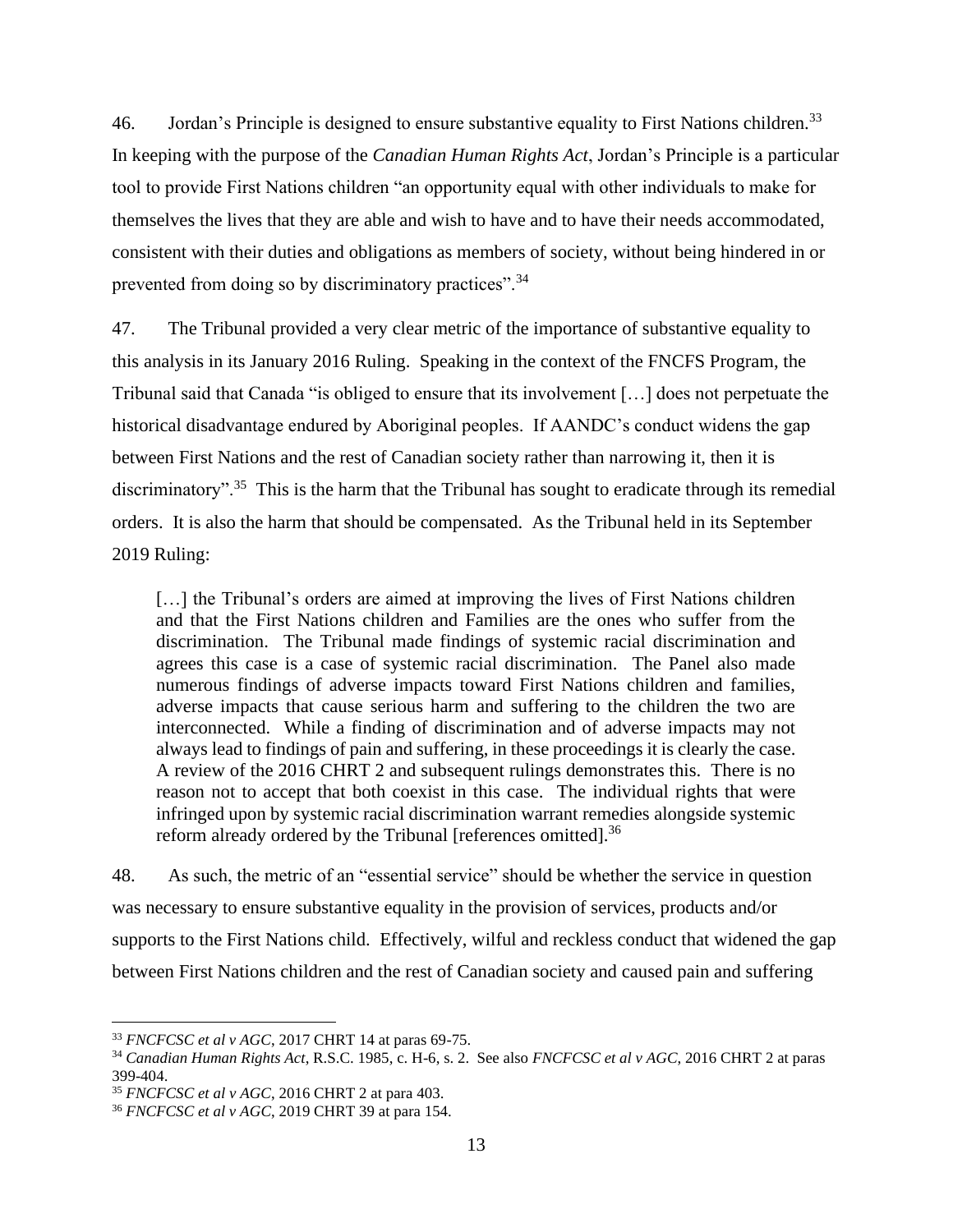46. Jordan's Principle is designed to ensure substantive equality to First Nations children.[33] In keeping with the purpose of the *Canadian Human Rights Act*, Jordan's Principle is a particular tool to provide First Nations children "an opportunity equal with other individuals to make for themselves the lives that they are able and wish to have and to have their needs accommodated, consistent with their duties and obligations as members of society, without being hindered in or prevented from doing so by discriminatory practices".[34]

47. The Tribunal provided a very clear metric of the importance of substantive equality to this analysis in its January 2016 Ruling. Speaking in the context of the FNCFS Program, the Tribunal said that Canada "is obliged to ensure that its involvement […] does not perpetuate the historical disadvantage endured by Aboriginal peoples. If AANDC's conduct widens the gap between First Nations and the rest of Canadian society rather than narrowing it, then it is discriminatory".[35] This is the harm that the Tribunal has sought to eradicate through its remedial orders. It is also the harm that should be compensated. As the Tribunal held in its September 2019 Ruling:

> […] the Tribunal's orders are aimed at improving the lives of First Nations children and that the First Nations children and Families are the ones who suffer from the discrimination. The Tribunal made findings of systemic racial discrimination and agrees this case is a case of systemic racial discrimination. The Panel also made numerous findings of adverse impacts toward First Nations children and families, adverse impacts that cause serious harm and suffering to the children the two are interconnected. While a finding of discrimination and of adverse impacts may not always lead to findings of pain and suffering, in these proceedings it is clearly the case. A review of the 2016 CHRT 2 and subsequent rulings demonstrates this. There is no reason not to accept that both coexist in this case. The individual rights that were infringed upon by systemic racial discrimination warrant remedies alongside systemic reform already ordered by the Tribunal [references omitted].[36]

48. As such, the metric of an "essential service" should be whether the service in question was necessary to ensure substantive equality in the provision of services, products and/or supports to the First Nations child. Effectively, wilful and reckless conduct that widened the gap between First Nations children and the rest of Canadian society and caused pain and suffering

---

[33] *FNCFCSC et al v AGC*, 2017 CHRT 14 at paras 69-75.

[34] *Canadian Human Rights Act*, R.S.C. 1985, c. H-6, s. 2. See also *FNCFCSC et al v AGC*, 2016 CHRT 2 at paras 399-404.

[35] *FNCFCSC et al v AGC*, 2016 CHRT 2 at para 403.

[36] *FNCFCSC et al v AGC*, 2019 CHRT 39 at para 154.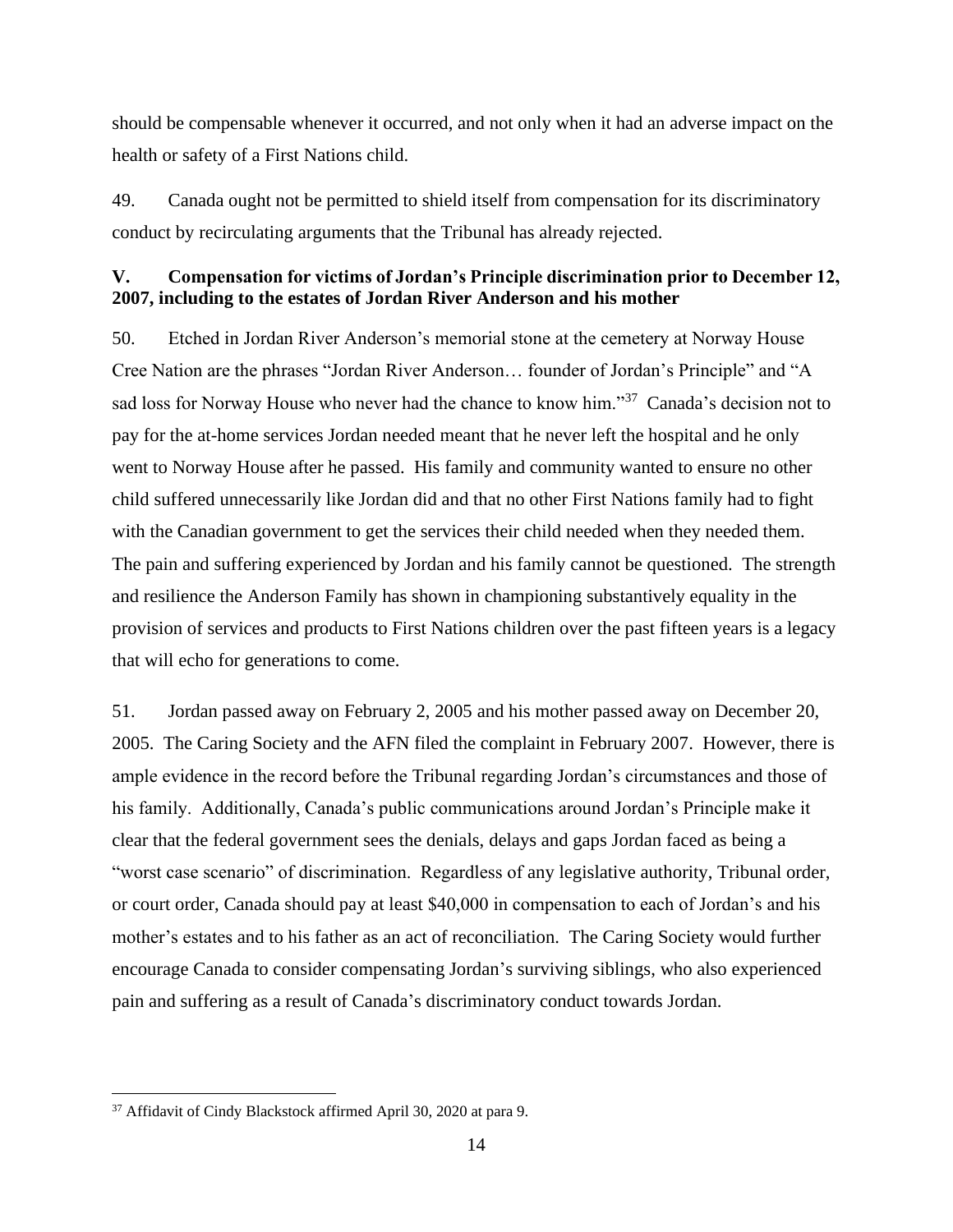should be compensable whenever it occurred, and not only when it had an adverse impact on the health or safety of a First Nations child.

49. Canada ought not be permitted to shield itself from compensation for its discriminatory conduct by recirculating arguments that the Tribunal has already rejected.

## V. Compensation for victims of Jordan's Principle discrimination prior to December 12, 2007, including to the estates of Jordan River Anderson and his mother

50. Etched in Jordan River Anderson's memorial stone at the cemetery at Norway House Cree Nation are the phrases "Jordan River Anderson… founder of Jordan's Principle" and "A sad loss for Norway House who never had the chance to know him."[37] Canada's decision not to pay for the at-home services Jordan needed meant that he never left the hospital and he only went to Norway House after he passed. His family and community wanted to ensure no other child suffered unnecessarily like Jordan did and that no other First Nations family had to fight with the Canadian government to get the services their child needed when they needed them. The pain and suffering experienced by Jordan and his family cannot be questioned. The strength and resilience the Anderson Family has shown in championing substantively equality in the provision of services and products to First Nations children over the past fifteen years is a legacy that will echo for generations to come.

51. Jordan passed away on February 2, 2005 and his mother passed away on December 20, 2005. The Caring Society and the AFN filed the complaint in February 2007. However, there is ample evidence in the record before the Tribunal regarding Jordan's circumstances and those of his family. Additionally, Canada's public communications around Jordan's Principle make it clear that the federal government sees the denials, delays and gaps Jordan faced as being a "worst case scenario" of discrimination. Regardless of any legislative authority, Tribunal order, or court order, Canada should pay at least $40,000 in compensation to each of Jordan's and his mother's estates and to his father as an act of reconciliation. The Caring Society would further encourage Canada to consider compensating Jordan's surviving siblings, who also experienced pain and suffering as a result of Canada's discriminatory conduct towards Jordan.

[37] Affidavit of Cindy Blackstock affirmed April 30, 2020 at para 9.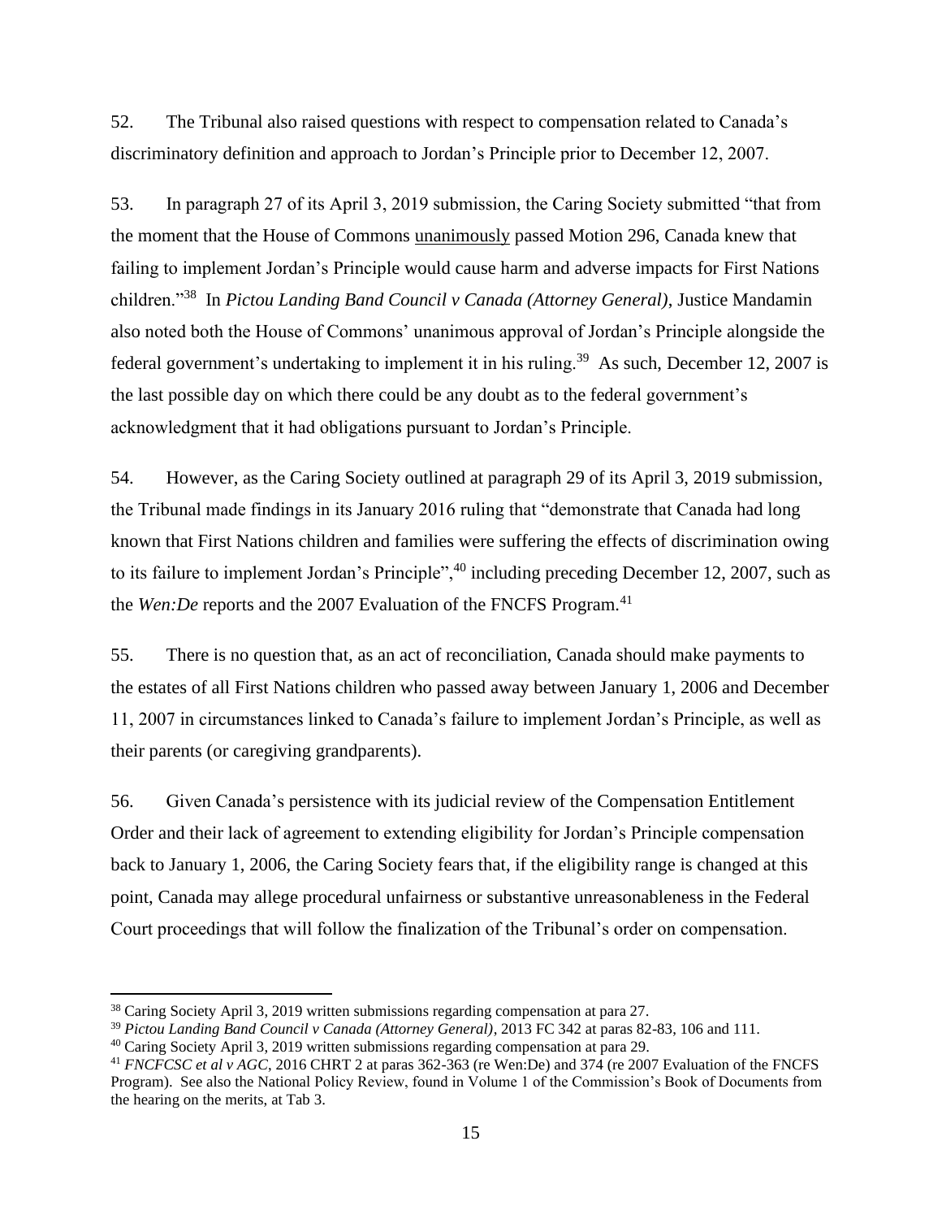52. The Tribunal also raised questions with respect to compensation related to Canada's discriminatory definition and approach to Jordan's Principle prior to December 12, 2007.

53. In paragraph 27 of its April 3, 2019 submission, the Caring Society submitted "that from the moment that the House of Commons unanimously passed Motion 296, Canada knew that failing to implement Jordan's Principle would cause harm and adverse impacts for First Nations children."[38] In *Pictou Landing Band Council v Canada (Attorney General)*, Justice Mandamin also noted both the House of Commons' unanimous approval of Jordan's Principle alongside the federal government's undertaking to implement it in his ruling.[39] As such, December 12, 2007 is the last possible day on which there could be any doubt as to the federal government's acknowledgment that it had obligations pursuant to Jordan's Principle.

54. However, as the Caring Society outlined at paragraph 29 of its April 3, 2019 submission, the Tribunal made findings in its January 2016 ruling that "demonstrate that Canada had long known that First Nations children and families were suffering the effects of discrimination owing to its failure to implement Jordan's Principle",[40] including preceding December 12, 2007, such as the *Wen:De* reports and the 2007 Evaluation of the FNCFS Program.[41]

55. There is no question that, as an act of reconciliation, Canada should make payments to the estates of all First Nations children who passed away between January 1, 2006 and December 11, 2007 in circumstances linked to Canada's failure to implement Jordan's Principle, as well as their parents (or caregiving grandparents).

56. Given Canada's persistence with its judicial review of the Compensation Entitlement Order and their lack of agreement to extending eligibility for Jordan's Principle compensation back to January 1, 2006, the Caring Society fears that, if the eligibility range is changed at this point, Canada may allege procedural unfairness or substantive unreasonableness in the Federal Court proceedings that will follow the finalization of the Tribunal's order on compensation.

---

[38] Caring Society April 3, 2019 written submissions regarding compensation at para 27.

[39] *Pictou Landing Band Council v Canada (Attorney General)*, 2013 FC 342 at paras 82-83, 106 and 111.

[40] Caring Society April 3, 2019 written submissions regarding compensation at para 29.

[41] *FNCFCSC et al v AGC*, 2016 CHRT 2 at paras 362-363 (re Wen:De) and 374 (re 2007 Evaluation of the FNCFS Program). See also the National Policy Review, found in Volume 1 of the Commission's Book of Documents from the hearing on the merits, at Tab 3.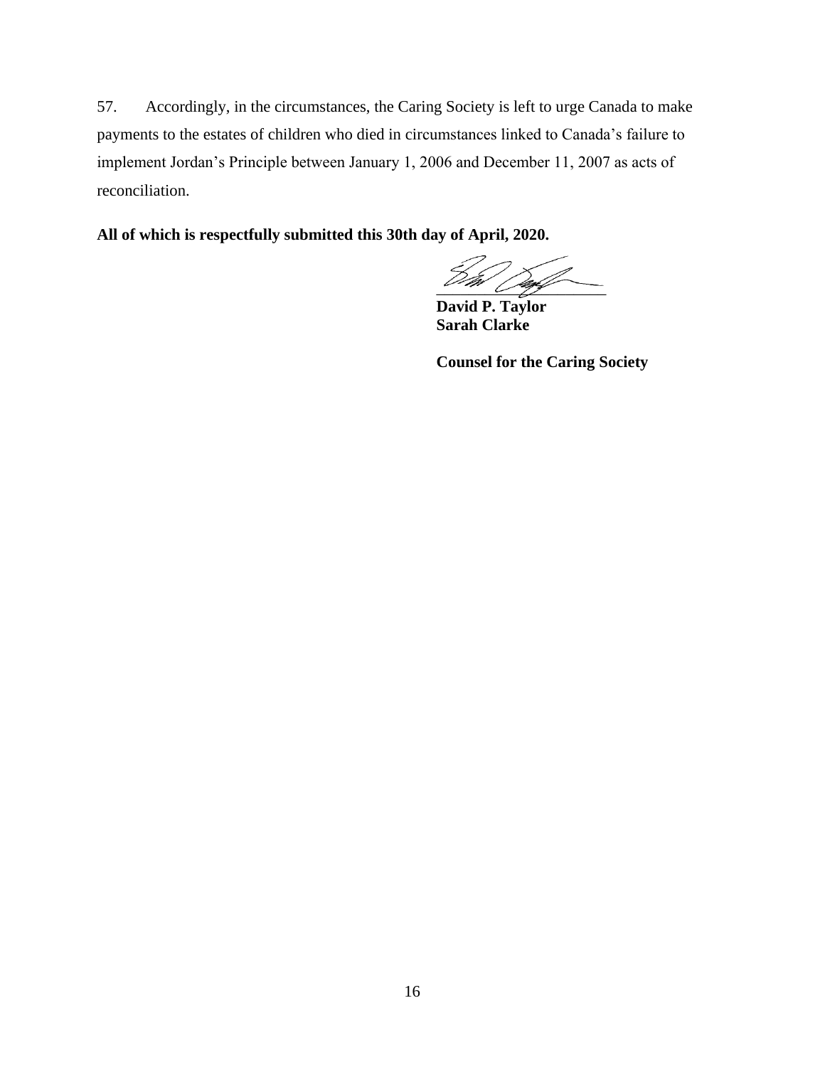57. Accordingly, in the circumstances, the Caring Society is left to urge Canada to make payments to the estates of children who died in circumstances linked to Canada's failure to implement Jordan's Principle between January 1, 2006 and December 11, 2007 as acts of reconciliation.

**All of which is respectfully submitted this 30th day of April, 2020.**

**David P. Taylor**
**Sarah Clarke**

**Counsel for the Caring Society**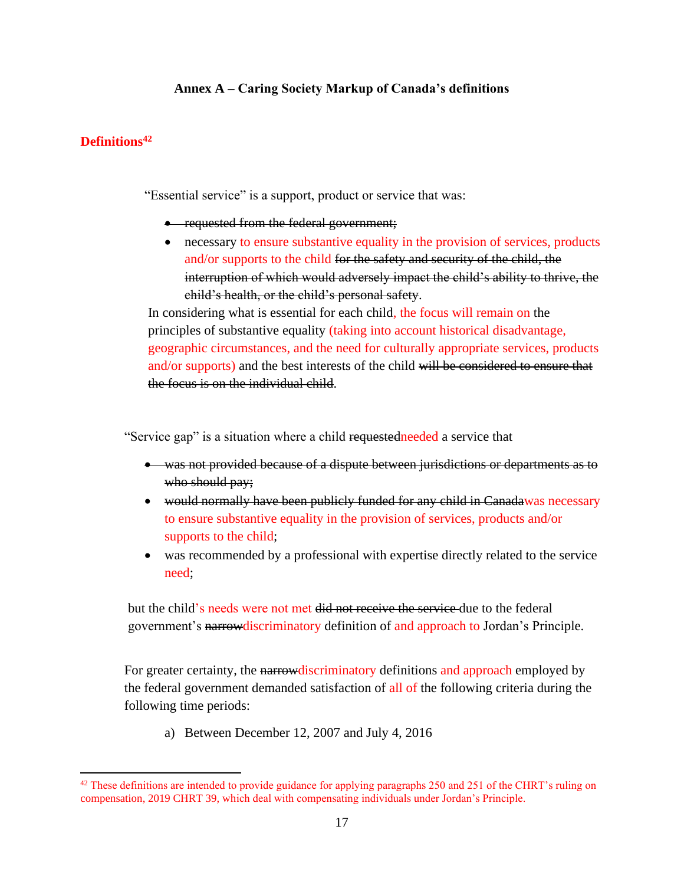**Annex A – Caring Society Markup of Canada's definitions**

## Definitions[42]

"Essential service" is a support, product or service that was:

- ~~requested from the federal government;~~
- necessary to ensure substantive equality in the provision of services, products and/or supports to the child ~~for the safety and security of the child, the interruption of which would adversely impact the child's ability to thrive, the child's health, or the child's personal safety~~.

In considering what is essential for each child, the focus will remain on the principles of substantive equality (taking into account historical disadvantage, geographic circumstances, and the need for culturally appropriate services, products and/or supports) and the best interests of the child ~~will be considered to ensure that the focus is on the individual child~~.

"Service gap" is a situation where a child ~~requested~~needed a service that

- ~~was not provided because of a dispute between jurisdictions or departments as to who should pay;~~
- ~~would normally have been publicly funded for any child in Canada~~was necessary to ensure substantive equality in the provision of services, products and/or supports to the child;
- was recommended by a professional with expertise directly related to the service need;

but the child's needs were not met ~~did not receive the service~~ due to the federal government's ~~narrow~~discriminatory definition of and approach to Jordan's Principle.

For greater certainty, the ~~narrow~~discriminatory definitions and approach employed by the federal government demanded satisfaction of all of the following criteria during the following time periods:

a) Between December 12, 2007 and July 4, 2016

---

[42] These definitions are intended to provide guidance for applying paragraphs 250 and 251 of the CHRT's ruling on compensation, 2019 CHRT 39, which deal with compensating individuals under Jordan's Principle.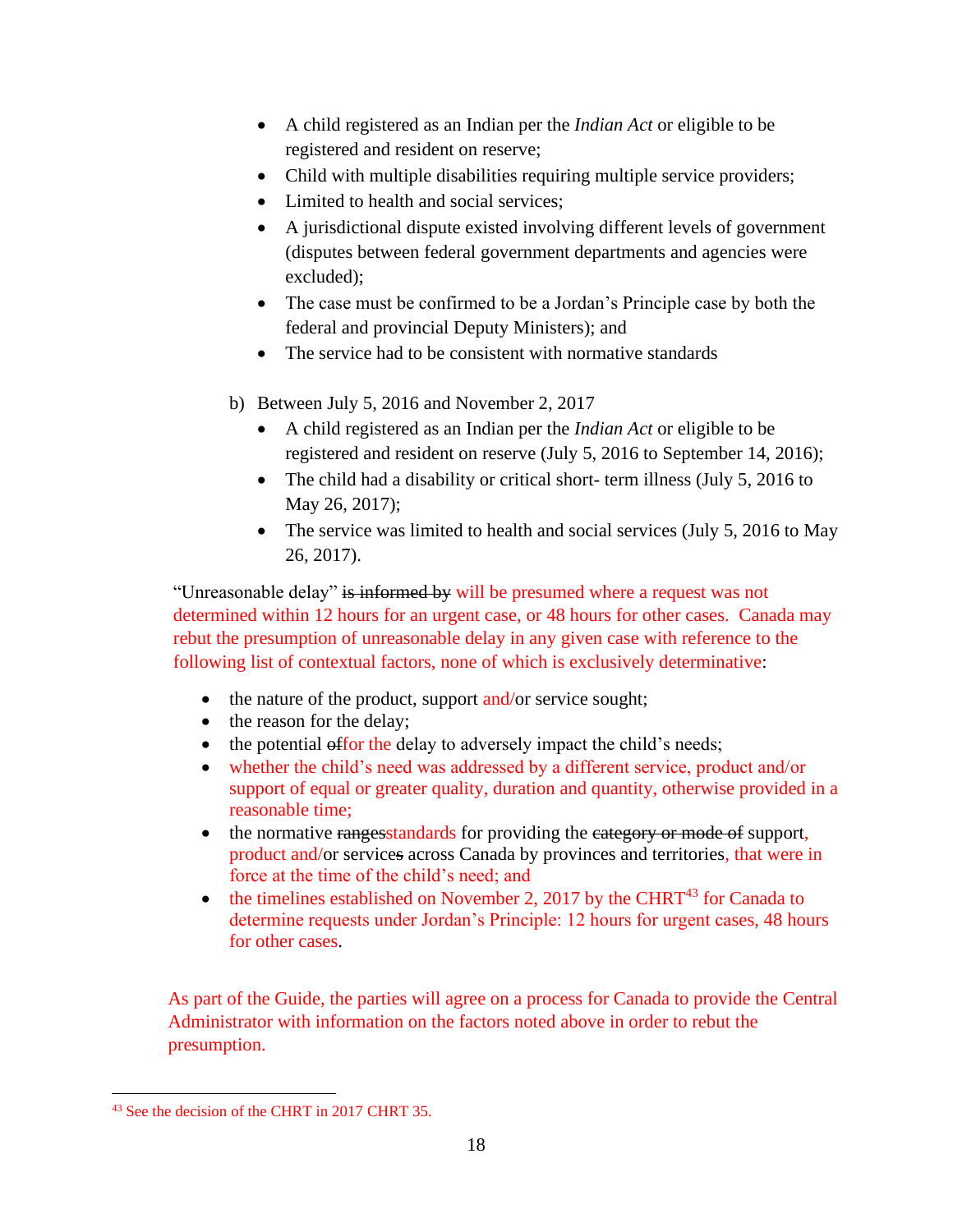- A child registered as an Indian per the *Indian Act* or eligible to be registered and resident on reserve;
- Child with multiple disabilities requiring multiple service providers;
- Limited to health and social services;
- A jurisdictional dispute existed involving different levels of government (disputes between federal government departments and agencies were excluded);
- The case must be confirmed to be a Jordan's Principle case by both the federal and provincial Deputy Ministers); and
- The service had to be consistent with normative standards

b) Between July 5, 2016 and November 2, 2017

- A child registered as an Indian per the *Indian Act* or eligible to be registered and resident on reserve (July 5, 2016 to September 14, 2016);
- The child had a disability or critical short- term illness (July 5, 2016 to May 26, 2017);
- The service was limited to health and social services (July 5, 2016 to May 26, 2017).

"Unreasonable delay" ~~is informed by~~ will be presumed where a request was not determined within 12 hours for an urgent case, or 48 hours for other cases. Canada may rebut the presumption of unreasonable delay in any given case with reference to the following list of contextual factors, none of which is exclusively determinative:

- the nature of the product, support and/or service sought;
- the reason for the delay;
- the potential ~~of~~for the delay to adversely impact the child's needs;
- whether the child's need was addressed by a different service, product and/or support of equal or greater quality, duration and quantity, otherwise provided in a reasonable time;
- the normative ~~ranges~~standards for providing the ~~category or mode of~~ support, product and/or service~~s~~ across Canada by provinces and territories, that were in force at the time of the child's need; and
- the timelines established on November 2, 2017 by the CHRT[43] for Canada to determine requests under Jordan's Principle: 12 hours for urgent cases, 48 hours for other cases.

As part of the Guide, the parties will agree on a process for Canada to provide the Central Administrator with information on the factors noted above in order to rebut the presumption.

[43] See the decision of the CHRT in 2017 CHRT 35.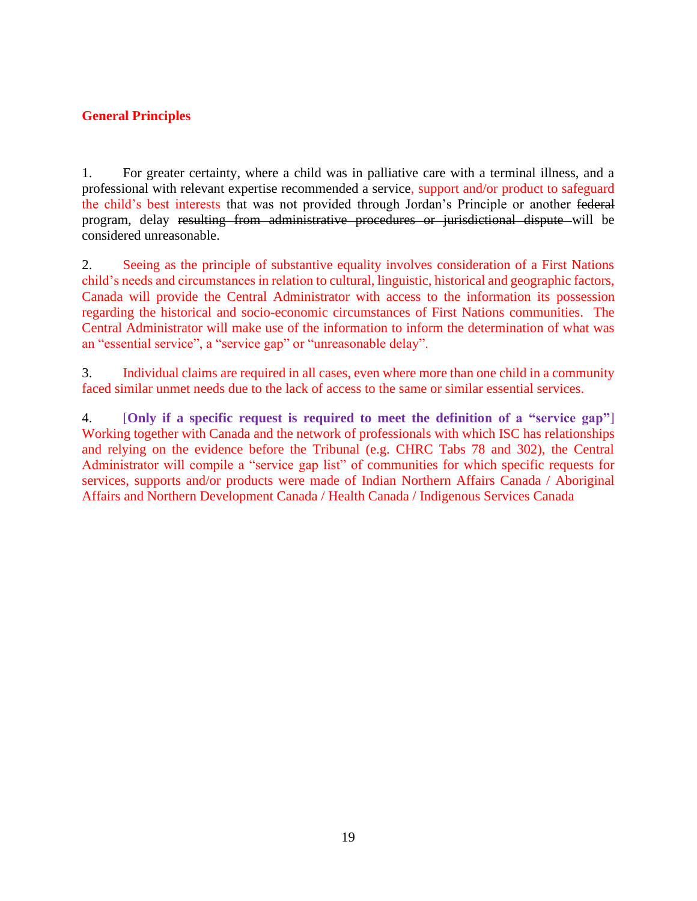**General Principles**

1. For greater certainty, where a child was in palliative care with a terminal illness, and a professional with relevant expertise recommended a service, support and/or product to safeguard the child's best interests that was not provided through Jordan's Principle or another ~~federal~~ program, delay ~~resulting from administrative procedures or jurisdictional dispute~~ will be considered unreasonable.

2. Seeing as the principle of substantive equality involves consideration of a First Nations child's needs and circumstances in relation to cultural, linguistic, historical and geographic factors, Canada will provide the Central Administrator with access to the information its possession regarding the historical and socio-economic circumstances of First Nations communities. The Central Administrator will make use of the information to inform the determination of what was an "essential service", a "service gap" or "unreasonable delay".

3. Individual claims are required in all cases, even where more than one child in a community faced similar unmet needs due to the lack of access to the same or similar essential services.

4. [**Only if a specific request is required to meet the definition of a "service gap"**] Working together with Canada and the network of professionals with which ISC has relationships and relying on the evidence before the Tribunal (e.g. CHRC Tabs 78 and 302), the Central Administrator will compile a "service gap list" of communities for which specific requests for services, supports and/or products were made of Indian Northern Affairs Canada / Aboriginal Affairs and Northern Development Canada / Health Canada / Indigenous Services Canada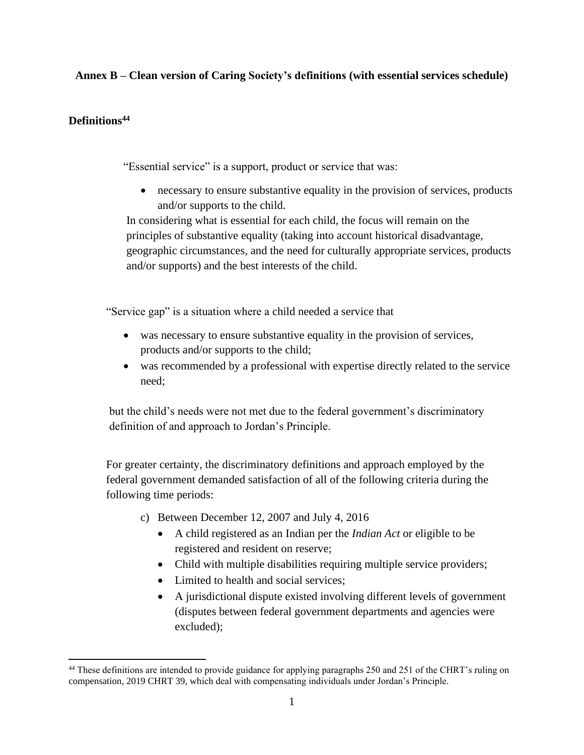**Annex B – Clean version of Caring Society's definitions (with essential services schedule)**

**Definitions**[44]

"Essential service" is a support, product or service that was:

- necessary to ensure substantive equality in the provision of services, products and/or supports to the child.

In considering what is essential for each child, the focus will remain on the principles of substantive equality (taking into account historical disadvantage, geographic circumstances, and the need for culturally appropriate services, products and/or supports) and the best interests of the child.

"Service gap" is a situation where a child needed a service that

- was necessary to ensure substantive equality in the provision of services, products and/or supports to the child;
- was recommended by a professional with expertise directly related to the service need;

but the child's needs were not met due to the federal government's discriminatory definition of and approach to Jordan's Principle.

For greater certainty, the discriminatory definitions and approach employed by the federal government demanded satisfaction of all of the following criteria during the following time periods:

c) Between December 12, 2007 and July 4, 2016
   - A child registered as an Indian per the *Indian Act* or eligible to be registered and resident on reserve;
   - Child with multiple disabilities requiring multiple service providers;
   - Limited to health and social services;
   - A jurisdictional dispute existed involving different levels of government (disputes between federal government departments and agencies were excluded);

[44] These definitions are intended to provide guidance for applying paragraphs 250 and 251 of the CHRT's ruling on compensation, 2019 CHRT 39, which deal with compensating individuals under Jordan's Principle.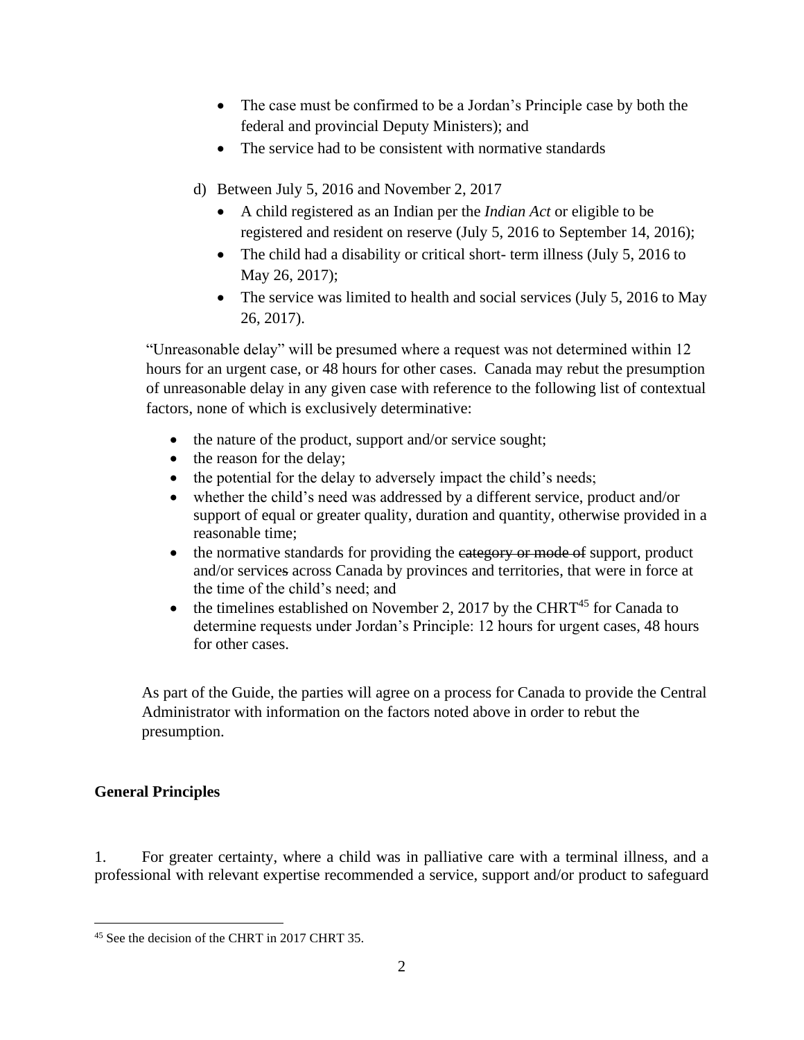- The case must be confirmed to be a Jordan's Principle case by both the federal and provincial Deputy Ministers); and
- The service had to be consistent with normative standards

d) Between July 5, 2016 and November 2, 2017
   - A child registered as an Indian per the *Indian Act* or eligible to be registered and resident on reserve (July 5, 2016 to September 14, 2016);
   - The child had a disability or critical short- term illness (July 5, 2016 to May 26, 2017);
   - The service was limited to health and social services (July 5, 2016 to May 26, 2017).

"Unreasonable delay" will be presumed where a request was not determined within 12 hours for an urgent case, or 48 hours for other cases. Canada may rebut the presumption of unreasonable delay in any given case with reference to the following list of contextual factors, none of which is exclusively determinative:

- the nature of the product, support and/or service sought;
- the reason for the delay;
- the potential for the delay to adversely impact the child's needs;
- whether the child's need was addressed by a different service, product and/or support of equal or greater quality, duration and quantity, otherwise provided in a reasonable time;
- the normative standards for providing the ~~category or mode of~~ support, product and/or services across Canada by provinces and territories, that were in force at the time of the child's need; and
- the timelines established on November 2, 2017 by the CHRT[45] for Canada to determine requests under Jordan's Principle: 12 hours for urgent cases, 48 hours for other cases.

As part of the Guide, the parties will agree on a process for Canada to provide the Central Administrator with information on the factors noted above in order to rebut the presumption.

**General Principles**

1. For greater certainty, where a child was in palliative care with a terminal illness, and a professional with relevant expertise recommended a service, support and/or product to safeguard

[45] See the decision of the CHRT in 2017 CHRT 35.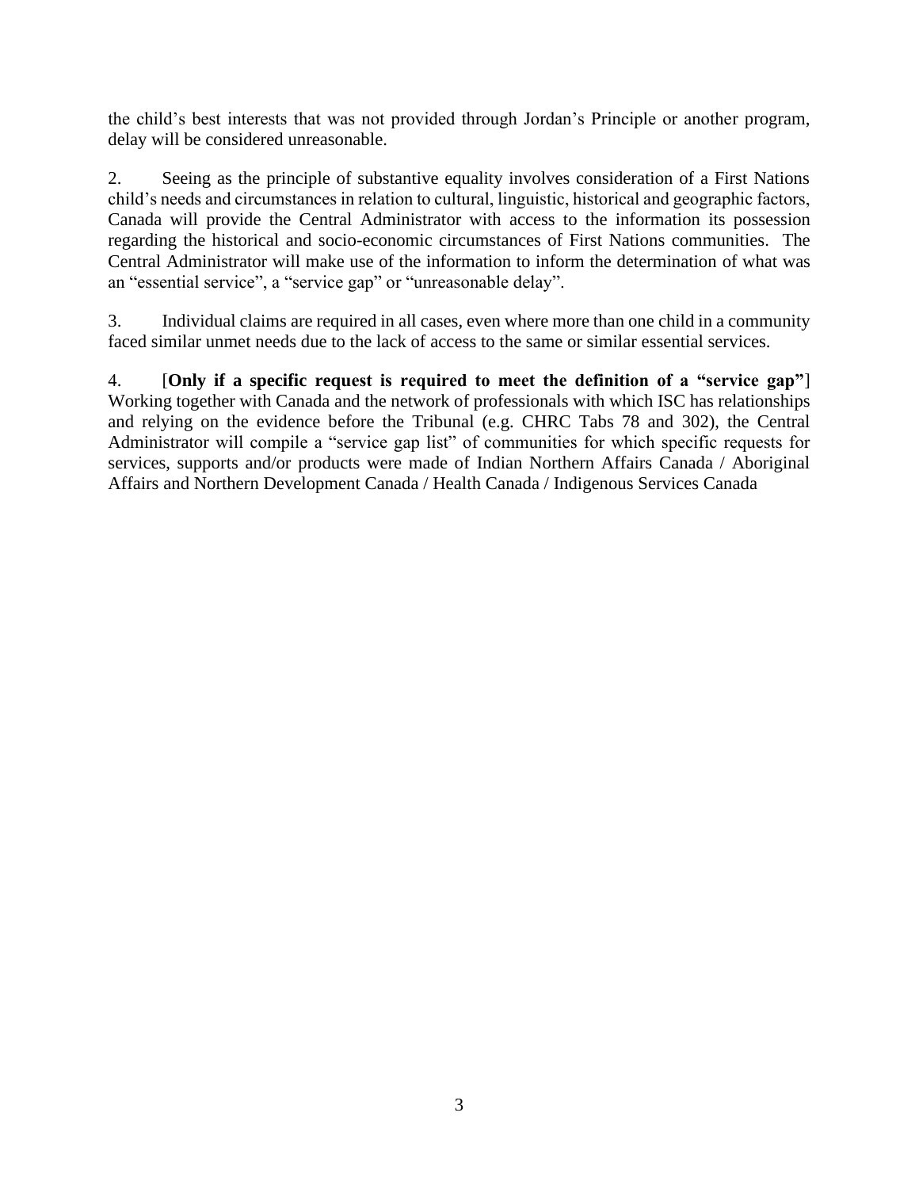the child's best interests that was not provided through Jordan's Principle or another program, delay will be considered unreasonable.

2. Seeing as the principle of substantive equality involves consideration of a First Nations child's needs and circumstances in relation to cultural, linguistic, historical and geographic factors, Canada will provide the Central Administrator with access to the information its possession regarding the historical and socio-economic circumstances of First Nations communities. The Central Administrator will make use of the information to inform the determination of what was an "essential service", a "service gap" or "unreasonable delay".

3. Individual claims are required in all cases, even where more than one child in a community faced similar unmet needs due to the lack of access to the same or similar essential services.

4. [**Only if a specific request is required to meet the definition of a "service gap"**] Working together with Canada and the network of professionals with which ISC has relationships and relying on the evidence before the Tribunal (e.g. CHRC Tabs 78 and 302), the Central Administrator will compile a "service gap list" of communities for which specific requests for services, supports and/or products were made of Indian Northern Affairs Canada / Aboriginal Affairs and Northern Development Canada / Health Canada / Indigenous Services Canada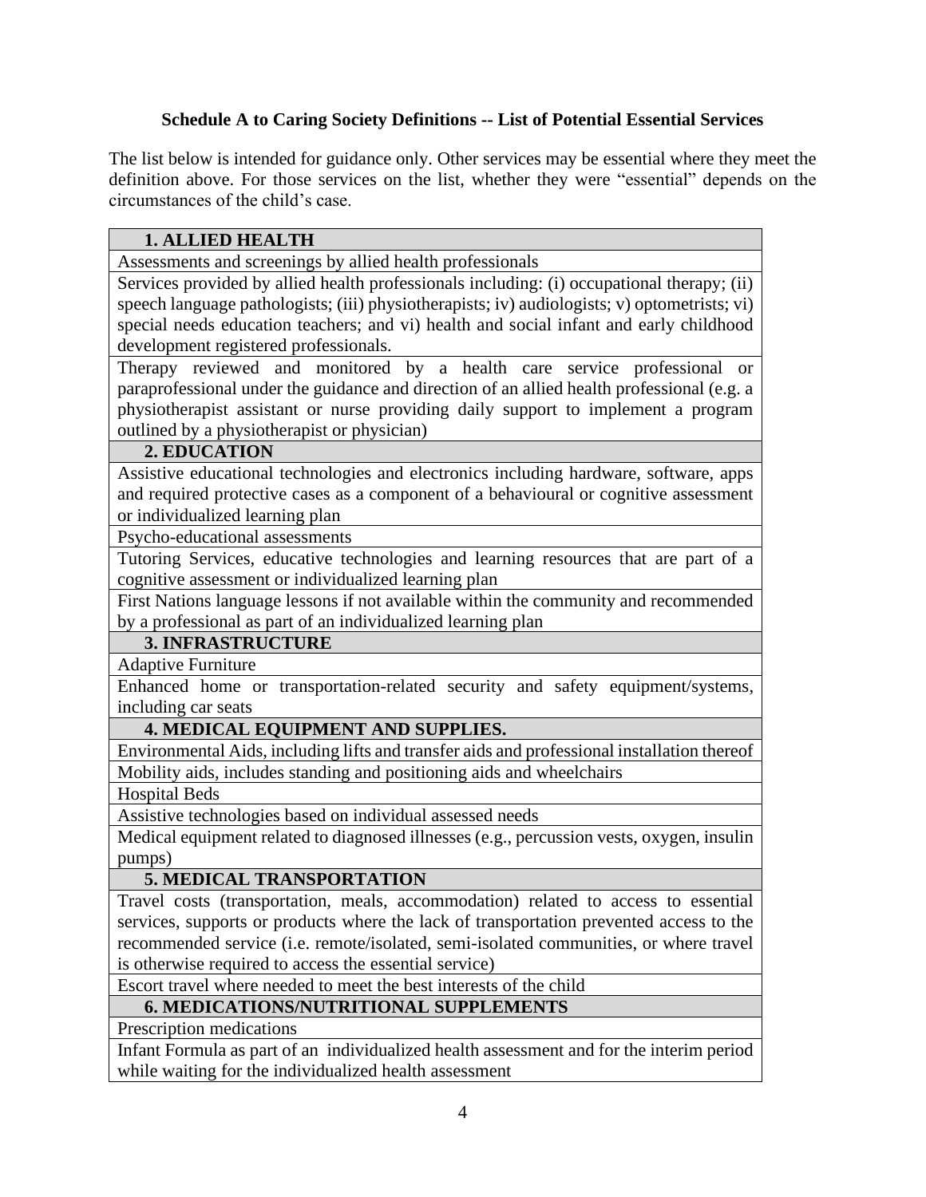**Schedule A to Caring Society Definitions -- List of Potential Essential Services**

The list below is intended for guidance only. Other services may be essential where they meet the definition above. For those services on the list, whether they were "essential" depends on the circumstances of the child's case.

| **1. ALLIED HEALTH** |
|---|
| Assessments and screenings by allied health professionals |
| Services provided by allied health professionals including: (i) occupational therapy; (ii) speech language pathologists; (iii) physiotherapists; iv) audiologists; v) optometrists; vi) special needs education teachers; and vi) health and social infant and early childhood development registered professionals. |
| Therapy reviewed and monitored by a health care service professional or paraprofessional under the guidance and direction of an allied health professional (e.g. a physiotherapist assistant or nurse providing daily support to implement a program outlined by a physiotherapist or physician) |
| **2. EDUCATION** |
| Assistive educational technologies and electronics including hardware, software, apps and required protective cases as a component of a behavioural or cognitive assessment or individualized learning plan |
| Psycho-educational assessments |
| Tutoring Services, educative technologies and learning resources that are part of a cognitive assessment or individualized learning plan |
| First Nations language lessons if not available within the community and recommended by a professional as part of an individualized learning plan |
| **3. INFRASTRUCTURE** |
| Adaptive Furniture |
| Enhanced home or transportation-related security and safety equipment/systems, including car seats |
| **4. MEDICAL EQUIPMENT AND SUPPLIES.** |
| Environmental Aids, including lifts and transfer aids and professional installation thereof |
| Mobility aids, includes standing and positioning aids and wheelchairs |
| Hospital Beds |
| Assistive technologies based on individual assessed needs |
| Medical equipment related to diagnosed illnesses (e.g., percussion vests, oxygen, insulin pumps) |
| **5. MEDICAL TRANSPORTATION** |
| Travel costs (transportation, meals, accommodation) related to access to essential services, supports or products where the lack of transportation prevented access to the recommended service (i.e. remote/isolated, semi-isolated communities, or where travel is otherwise required to access the essential service) |
| Escort travel where needed to meet the best interests of the child |
| **6. MEDICATIONS/NUTRITIONAL SUPPLEMENTS** |
| Prescription medications |
| Infant Formula as part of an individualized health assessment and for the interim period while waiting for the individualized health assessment |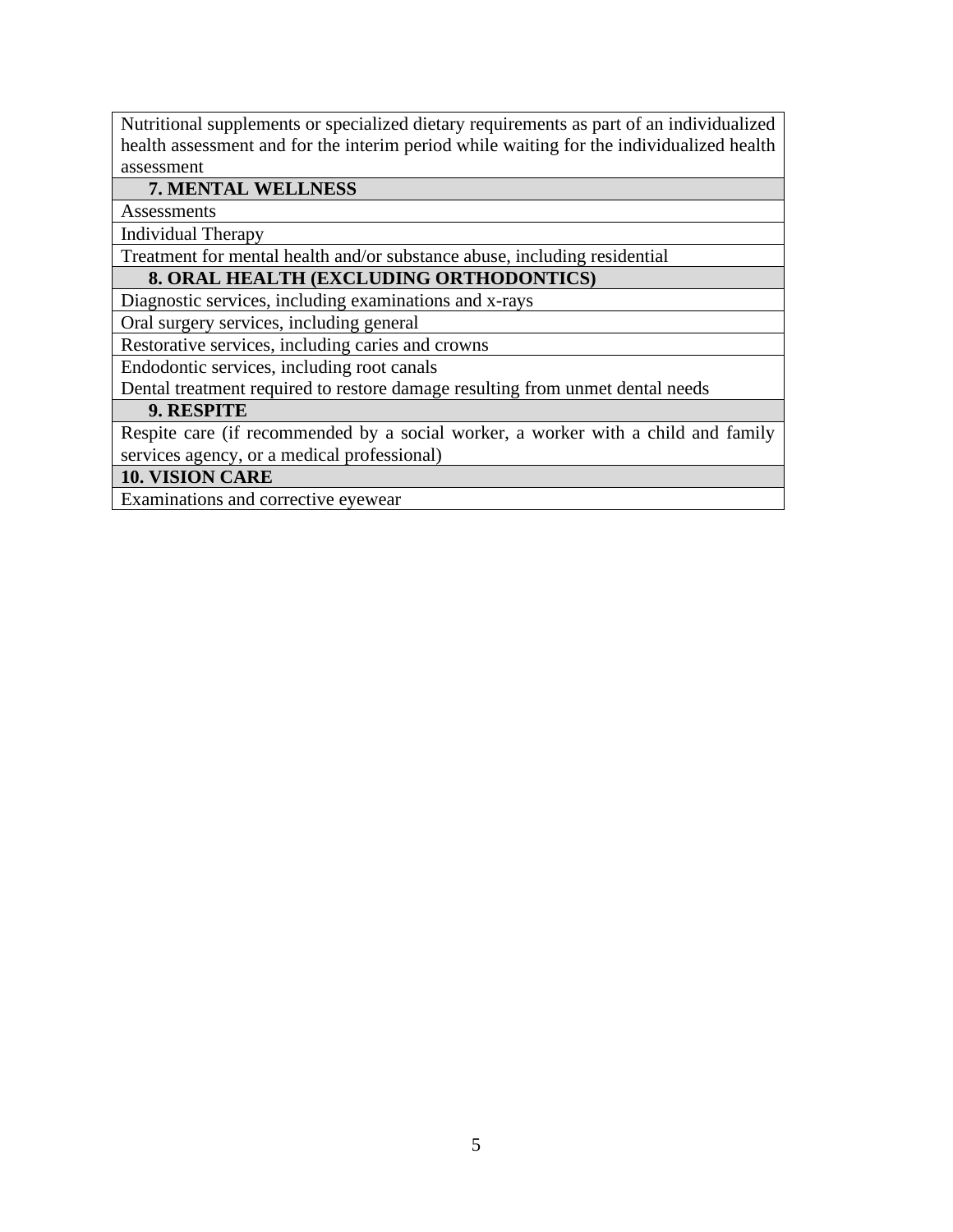| |
|---|
| Nutritional supplements or specialized dietary requirements as part of an individualized health assessment and for the interim period while waiting for the individualized health assessment |
| **7. MENTAL WELLNESS** |
| Assessments |
| Individual Therapy |
| Treatment for mental health and/or substance abuse, including residential |
| **8. ORAL HEALTH (EXCLUDING ORTHODONTICS)** |
| Diagnostic services, including examinations and x-rays |
| Oral surgery services, including general |
| Restorative services, including caries and crowns |
| Endodontic services, including root canals<br>Dental treatment required to restore damage resulting from unmet dental needs |
| **9. RESPITE** |
| Respite care (if recommended by a social worker, a worker with a child and family services agency, or a medical professional) |
| **10. VISION CARE** |
| Examinations and corrective eyewear |